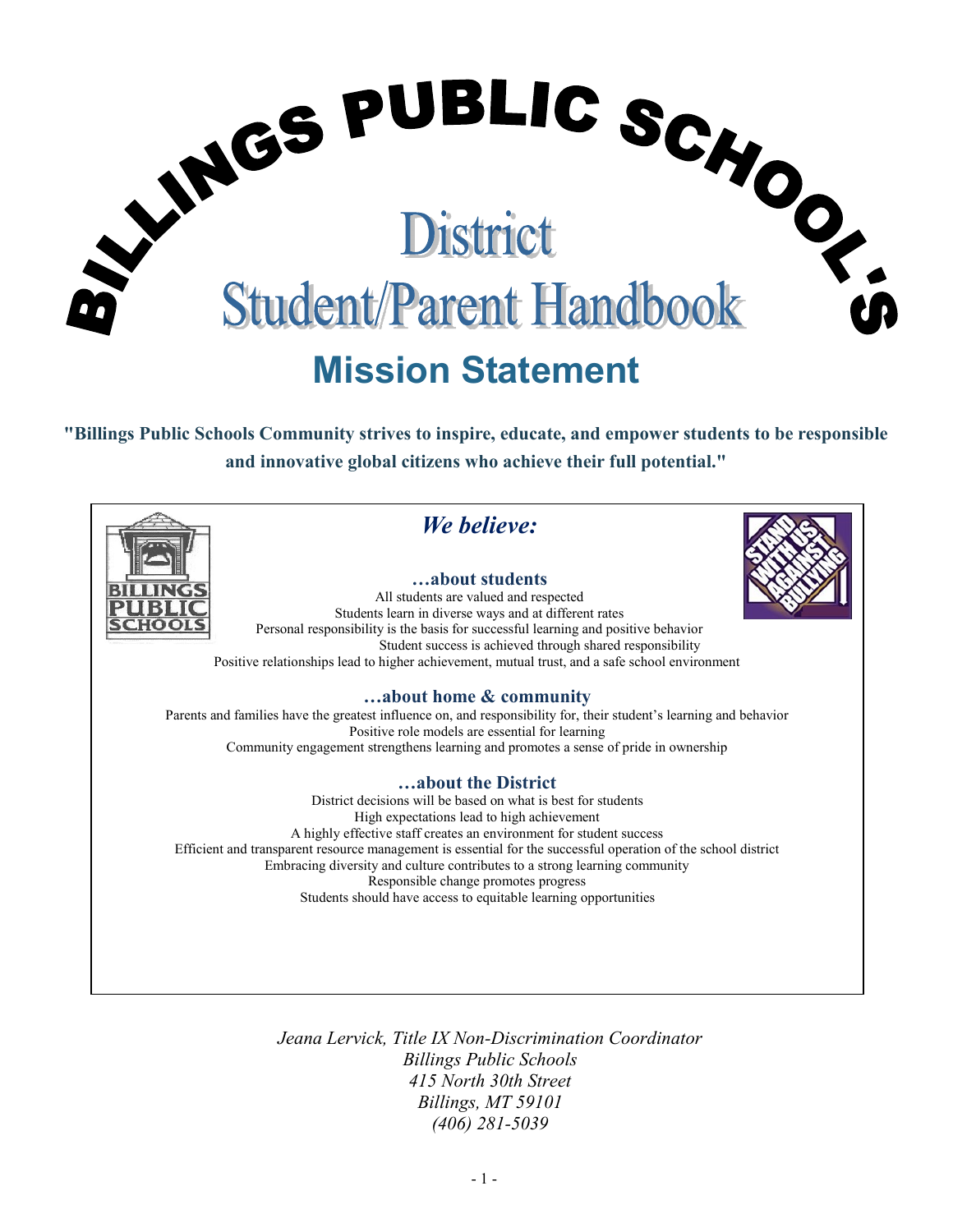# BILLINGS PUBLIC SCHOOL'S

# District Student/Parent Handbook

## Mission Statement

**"Billings Public Schools Community strives to inspire, educate, and empower students to be responsible and innovative global citizens who achieve their full potential."**

BILLINGS PUBLIC SCHOOLS

STAND WITH US AGAINST BULLYING

### *We believe:*

**…about students**

All students are valued and respected
Students learn in diverse ways and at different rates
Personal responsibility is the basis for successful learning and positive behavior
Student success is achieved through shared responsibility
Positive relationships lead to higher achievement, mutual trust, and a safe school environment

**…about home & community**

Parents and families have the greatest influence on, and responsibility for, their student's learning and behavior
Positive role models are essential for learning
Community engagement strengthens learning and promotes a sense of pride in ownership

**…about the District**

District decisions will be based on what is best for students
High expectations lead to high achievement
A highly effective staff creates an environment for student success
Efficient and transparent resource management is essential for the successful operation of the school district
Embracing diversity and culture contributes to a strong learning community
Responsible change promotes progress
Students should have access to equitable learning opportunities

*Jeana Lervick, Title IX Non-Discrimination Coordinator*
*Billings Public Schools*
*415 North 30th Street*
*Billings, MT 59101*
*(406) 281-5039*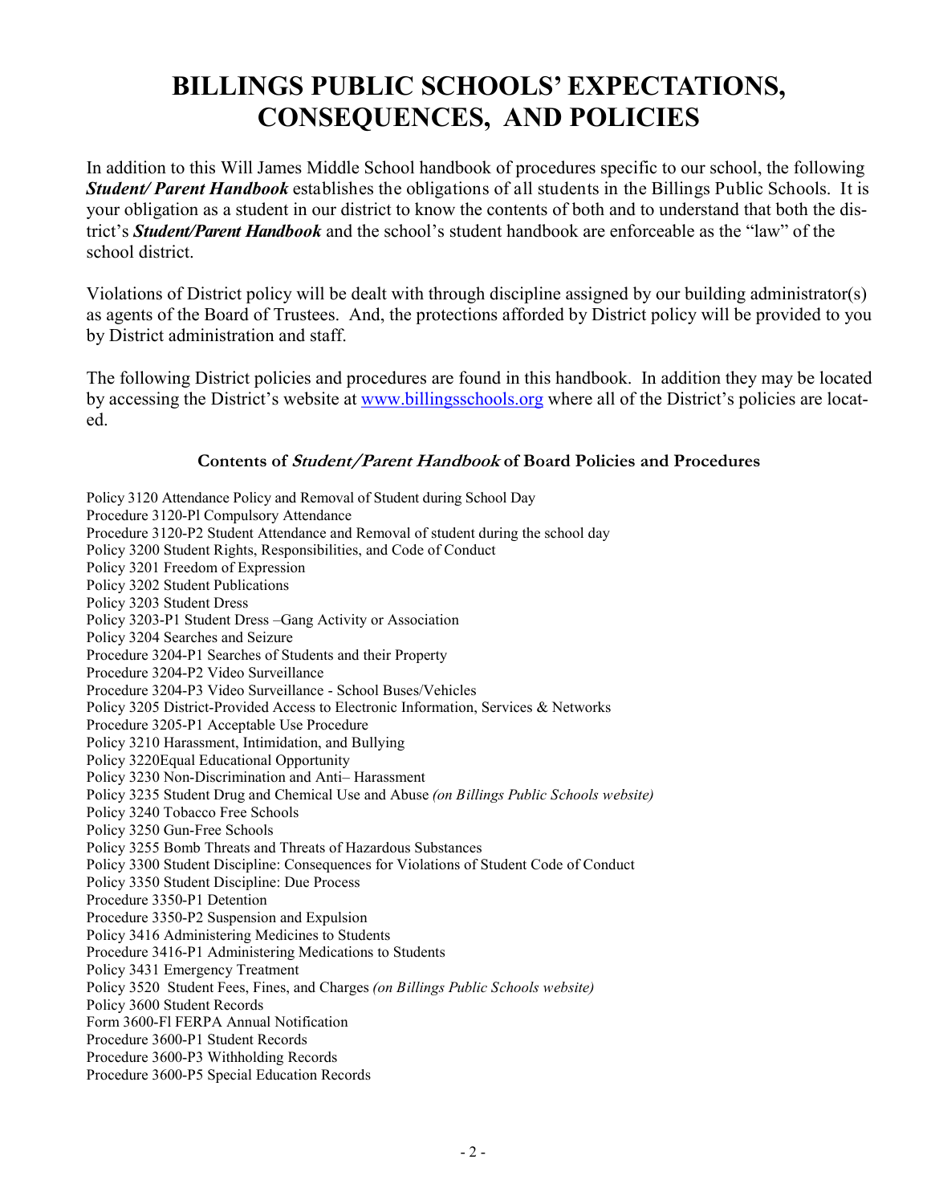# BILLINGS PUBLIC SCHOOLS' EXPECTATIONS, CONSEQUENCES, AND POLICIES

In addition to this Will James Middle School handbook of procedures specific to our school, the following ***Student/ Parent Handbook*** establishes the obligations of all students in the Billings Public Schools. It is your obligation as a student in our district to know the contents of both and to understand that both the district's ***Student/Parent Handbook*** and the school's student handbook are enforceable as the "law" of the school district.

Violations of District policy will be dealt with through discipline assigned by our building administrator(s) as agents of the Board of Trustees. And, the protections afforded by District policy will be provided to you by District administration and staff.

The following District policies and procedures are found in this handbook. In addition they may be located by accessing the District's website at www.billingsschools.org where all of the District's policies are located.

### Contents of *Student/Parent Handbook* of Board Policies and Procedures

Policy 3120 Attendance Policy and Removal of Student during School Day
Procedure 3120-Pl Compulsory Attendance
Procedure 3120-P2 Student Attendance and Removal of student during the school day
Policy 3200 Student Rights, Responsibilities, and Code of Conduct
Policy 3201 Freedom of Expression
Policy 3202 Student Publications
Policy 3203 Student Dress
Policy 3203-P1 Student Dress –Gang Activity or Association
Policy 3204 Searches and Seizure
Procedure 3204-P1 Searches of Students and their Property
Procedure 3204-P2 Video Surveillance
Procedure 3204-P3 Video Surveillance - School Buses/Vehicles
Policy 3205 District-Provided Access to Electronic Information, Services & Networks
Procedure 3205-P1 Acceptable Use Procedure
Policy 3210 Harassment, Intimidation, and Bullying
Policy 3220Equal Educational Opportunity
Policy 3230 Non-Discrimination and Anti– Harassment
Policy 3235 Student Drug and Chemical Use and Abuse *(on Billings Public Schools website)*
Policy 3240 Tobacco Free Schools
Policy 3250 Gun-Free Schools
Policy 3255 Bomb Threats and Threats of Hazardous Substances
Policy 3300 Student Discipline: Consequences for Violations of Student Code of Conduct
Policy 3350 Student Discipline: Due Process
Procedure 3350-P1 Detention
Procedure 3350-P2 Suspension and Expulsion
Policy 3416 Administering Medicines to Students
Procedure 3416-P1 Administering Medications to Students
Policy 3431 Emergency Treatment
Policy 3520 Student Fees, Fines, and Charges *(on Billings Public Schools website)*
Policy 3600 Student Records
Form 3600-Fl FERPA Annual Notification
Procedure 3600-P1 Student Records
Procedure 3600-P3 Withholding Records
Procedure 3600-P5 Special Education Records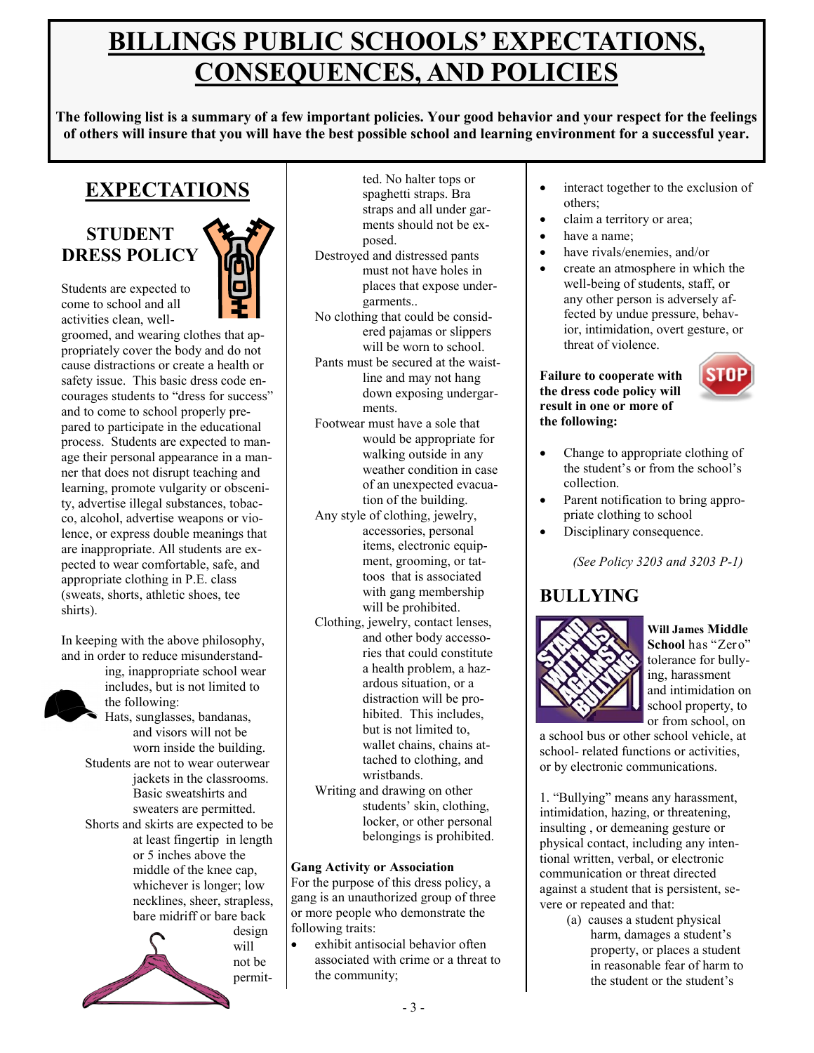# BILLINGS PUBLIC SCHOOLS' EXPECTATIONS, CONSEQUENCES, AND POLICIES

**The following list is a summary of a few important policies. Your good behavior and your respect for the feelings of others will insure that you will have the best possible school and learning environment for a successful year.**

## EXPECTATIONS

### STUDENT DRESS POLICY

Students are expected to come to school and all activities clean, well-groomed, and wearing clothes that appropriately cover the body and do not cause distractions or create a health or safety issue. This basic dress code encourages students to "dress for success" and to come to school properly prepared to participate in the educational process. Students are expected to manage their personal appearance in a manner that does not disrupt teaching and learning, promote vulgarity or obscenity, advertise illegal substances, tobacco, alcohol, advertise weapons or violence, or express double meanings that are inappropriate. All students are expected to wear comfortable, safe, and appropriate clothing in P.E. class (sweats, shorts, athletic shoes, tee shirts).

In keeping with the above philosophy, and in order to reduce misunderstanding, inappropriate school wear includes, but is not limited to the following:

Hats, sunglasses, bandanas, and visors will not be worn inside the building.

Students are not to wear outerwear jackets in the classrooms. Basic sweatshirts and sweaters are permitted.

Shorts and skirts are expected to be at least fingertip in length or 5 inches above the middle of the knee cap, whichever is longer; low necklines, sheer, strapless, bare midriff or bare back design will not be permitted. No halter tops or spaghetti straps. Bra straps and all under garments should not be exposed.

Destroyed and distressed pants must not have holes in places that expose undergarments..

No clothing that could be considered pajamas or slippers will be worn to school.

Pants must be secured at the waistline and may not hang down exposing undergarments.

Footwear must have a sole that would be appropriate for walking outside in any weather condition in case of an unexpected evacuation of the building.

Any style of clothing, jewelry, accessories, personal items, electronic equipment, grooming, or tattoos that is associated with gang membership will be prohibited.

Clothing, jewelry, contact lenses, and other body accessories that could constitute a health problem, a hazardous situation, or a distraction will be prohibited. This includes, but is not limited to, wallet chains, chains attached to clothing, and wristbands.

Writing and drawing on other students' skin, clothing, locker, or other personal belongings is prohibited.

**Gang Activity or Association**

For the purpose of this dress policy, a gang is an unauthorized group of three or more people who demonstrate the following traits:

- exhibit antisocial behavior often associated with crime or a threat to the community;
- interact together to the exclusion of others;
- claim a territory or area;
- have a name;
- have rivals/enemies, and/or
- create an atmosphere in which the well-being of students, staff, or any other person is adversely affected by undue pressure, behavior, intimidation, overt gesture, or threat of violence.

**Failure to cooperate with the dress code policy will result in one or more of the following:**

- Change to appropriate clothing of the student's or from the school's collection.
- Parent notification to bring appropriate clothing to school
- Disciplinary consequence.

*(See Policy 3203 and 3203 P-1)*

## BULLYING

**Will James Middle School** has "Zero" tolerance for bullying, harassment and intimidation on school property, to or from school, on a school bus or other school vehicle, at school- related functions or activities, or by electronic communications.

1. "Bullying" means any harassment, intimidation, hazing, or threatening, insulting , or demeaning gesture or physical contact, including any intentional written, verbal, or electronic communication or threat directed against a student that is persistent, severe or repeated and that:

(a) causes a student physical harm, damages a student's property, or places a student in reasonable fear of harm to the student or the student's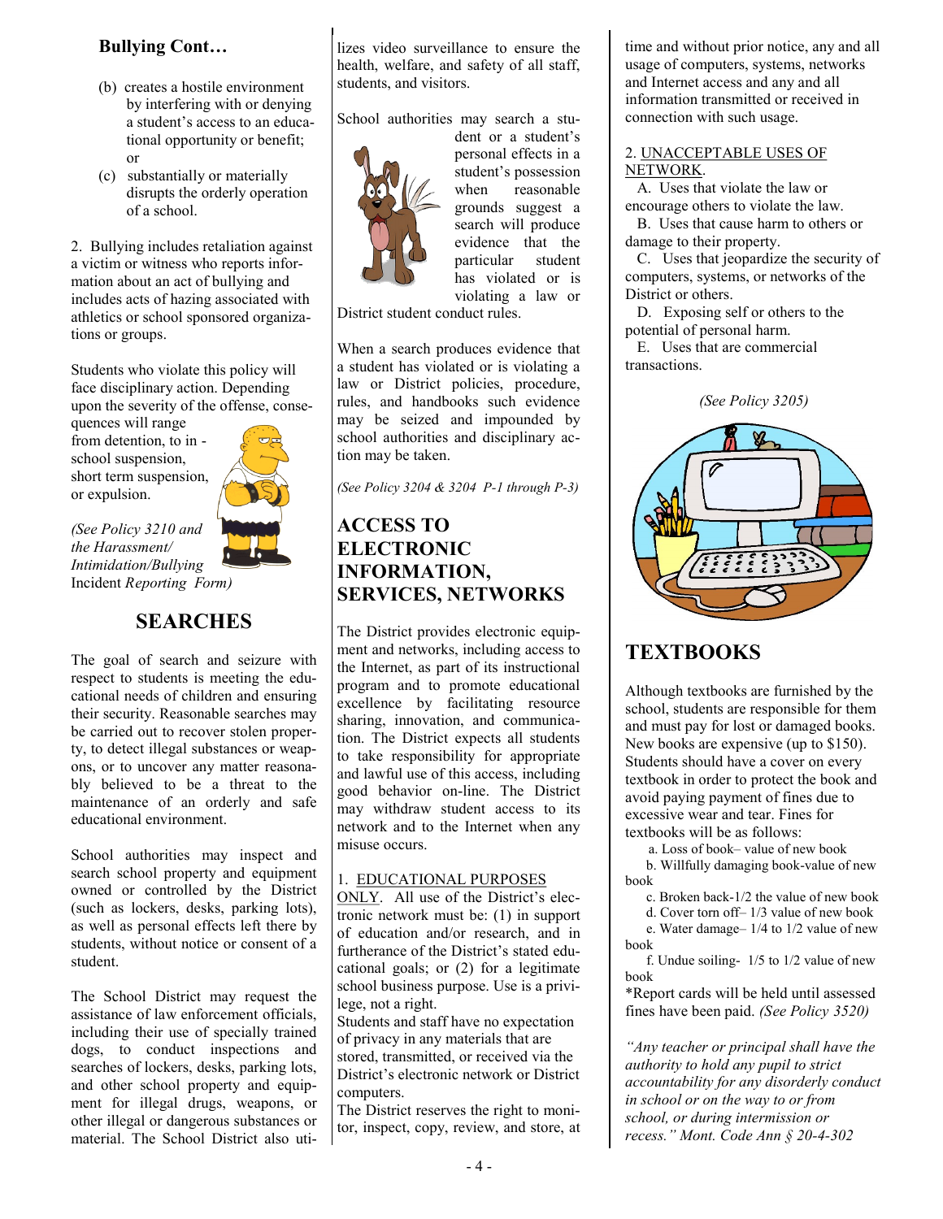### Bullying Cont…

(b) creates a hostile environment by interfering with or denying a student's access to an educational opportunity or benefit; or

(c) substantially or materially disrupts the orderly operation of a school.

2. Bullying includes retaliation against a victim or witness who reports information about an act of bullying and includes acts of hazing associated with athletics or school sponsored organizations or groups.

Students who violate this policy will face disciplinary action. Depending upon the severity of the offense, consequences will range from detention, to in - school suspension, short term suspension, or expulsion.

*(See Policy 3210 and the Harassment/ Intimidation/Bullying* Incident *Reporting Form)*

## SEARCHES

The goal of search and seizure with respect to students is meeting the educational needs of children and ensuring their security. Reasonable searches may be carried out to recover stolen property, to detect illegal substances or weapons, or to uncover any matter reasonably believed to be a threat to the maintenance of an orderly and safe educational environment.

School authorities may inspect and search school property and equipment owned or controlled by the District (such as lockers, desks, parking lots), as well as personal effects left there by students, without notice or consent of a student.

The School District may request the assistance of law enforcement officials, including their use of specially trained dogs, to conduct inspections and searches of lockers, desks, parking lots, and other school property and equipment for illegal drugs, weapons, or other illegal or dangerous substances or material. The School District also utilizes video surveillance to ensure the health, welfare, and safety of all staff, students, and visitors.

School authorities may search a student or a student's personal effects in a student's possession when reasonable grounds suggest a search will produce evidence that the particular student has violated or is violating a law or District student conduct rules.

When a search produces evidence that a student has violated or is violating a law or District policies, procedure, rules, and handbooks such evidence may be seized and impounded by school authorities and disciplinary action may be taken.

*(See Policy 3204 & 3204 P-1 through P-3)*

## ACCESS TO ELECTRONIC INFORMATION, SERVICES, NETWORKS

The District provides electronic equipment and networks, including access to the Internet, as part of its instructional program and to promote educational excellence by facilitating resource sharing, innovation, and communication. The District expects all students to take responsibility for appropriate and lawful use of this access, including good behavior on-line. The District may withdraw student access to its network and to the Internet when any misuse occurs.

1. EDUCATIONAL PURPOSES ONLY. All use of the District's electronic network must be: (1) in support of education and/or research, and in furtherance of the District's stated educational goals; or (2) for a legitimate school business purpose. Use is a privilege, not a right.

Students and staff have no expectation of privacy in any materials that are stored, transmitted, or received via the District's electronic network or District computers.

The District reserves the right to monitor, inspect, copy, review, and store, at any time and without prior notice, any and all usage of computers, systems, networks and Internet access and any and all information transmitted or received in connection with such usage.

2. UNACCEPTABLE USES OF NETWORK.

A. Uses that violate the law or encourage others to violate the law.

B. Uses that cause harm to others or damage to their property.

C. Uses that jeopardize the security of computers, systems, or networks of the District or others.

D. Exposing self or others to the potential of personal harm.

E. Uses that are commercial transactions.

*(See Policy 3205)*

## TEXTBOOKS

Although textbooks are furnished by the school, students are responsible for them and must pay for lost or damaged books. New books are expensive (up to $150). Students should have a cover on every textbook in order to protect the book and avoid paying payment of fines due to excessive wear and tear. Fines for textbooks will be as follows:

a. Loss of book– value of new book

b. Willfully damaging book-value of new book

c. Broken back-1/2 the value of new book

d. Cover torn off– 1/3 value of new book

e. Water damage– 1/4 to 1/2 value of new book

f. Undue soiling- 1/5 to 1/2 value of new book

*Report cards will be held until assessed fines have been paid. *(See Policy 3520)*

*"Any teacher or principal shall have the authority to hold any pupil to strict accountability for any disorderly conduct in school or on the way to or from school, or during intermission or recess." Mont. Code Ann § 20-4-302*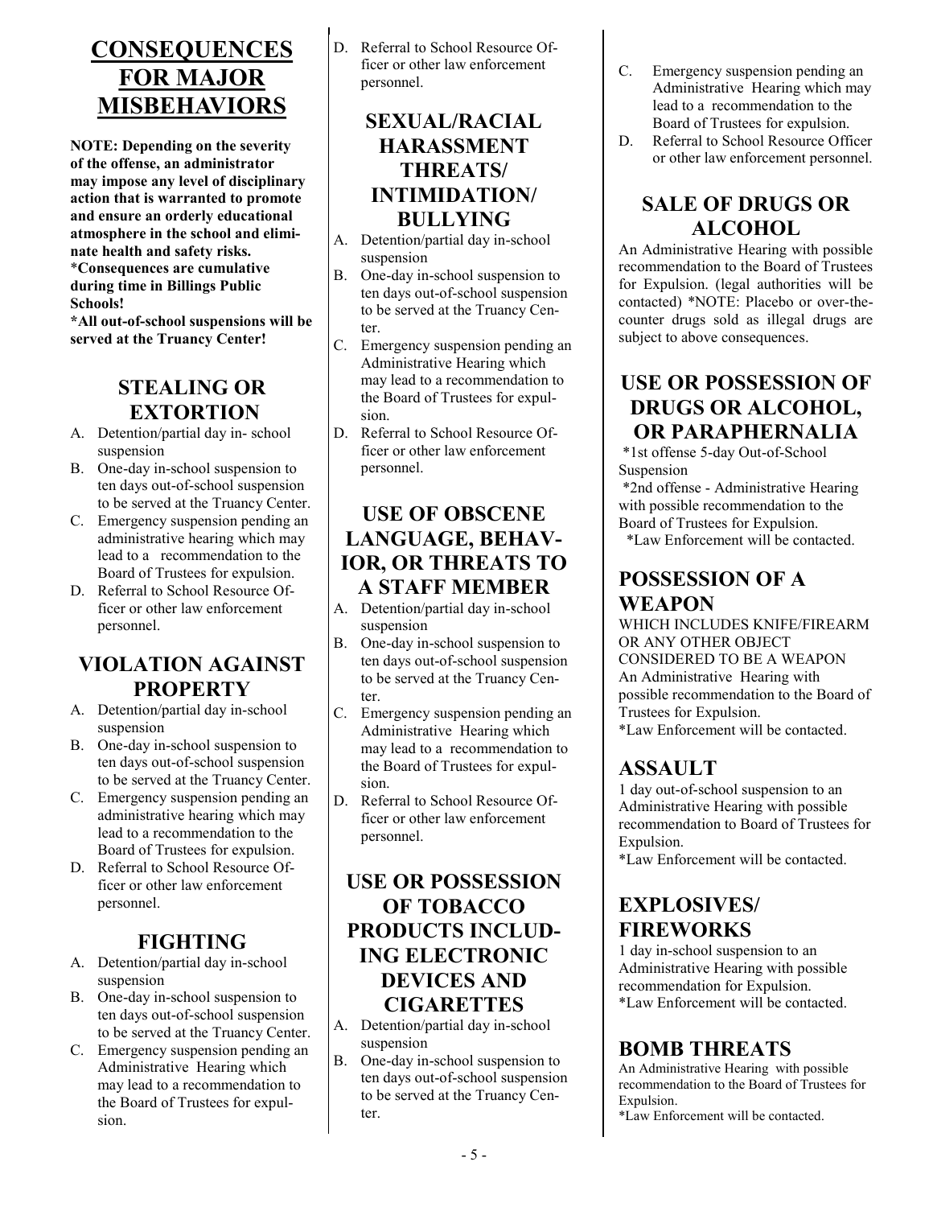# CONSEQUENCES FOR MAJOR MISBEHAVIORS

**NOTE: Depending on the severity of the offense, an administrator may impose any level of disciplinary action that is warranted to promote and ensure an orderly educational atmosphere in the school and eliminate health and safety risks.**
**\*Consequences are cumulative during time in Billings Public Schools!**
**\*All out-of-school suspensions will be served at the Truancy Center!**

## STEALING OR EXTORTION

A. Detention/partial day in- school suspension
B. One-day in-school suspension to ten days out-of-school suspension to be served at the Truancy Center.
C. Emergency suspension pending an administrative hearing which may lead to a recommendation to the Board of Trustees for expulsion.
D. Referral to School Resource Officer or other law enforcement personnel.

## VIOLATION AGAINST PROPERTY

A. Detention/partial day in-school suspension
B. One-day in-school suspension to ten days out-of-school suspension to be served at the Truancy Center.
C. Emergency suspension pending an administrative hearing which may lead to a recommendation to the Board of Trustees for expulsion.
D. Referral to School Resource Officer or other law enforcement personnel.

## FIGHTING

A. Detention/partial day in-school suspension
B. One-day in-school suspension to ten days out-of-school suspension to be served at the Truancy Center.
C. Emergency suspension pending an Administrative Hearing which may lead to a recommendation to the Board of Trustees for expulsion.
D. Referral to School Resource Officer or other law enforcement personnel.

## SEXUAL/RACIAL HARASSMENT THREATS/ INTIMIDATION/ BULLYING

A. Detention/partial day in-school suspension
B. One-day in-school suspension to ten days out-of-school suspension to be served at the Truancy Center.
C. Emergency suspension pending an Administrative Hearing which may lead to a recommendation to the Board of Trustees for expulsion.
D. Referral to School Resource Officer or other law enforcement personnel.

## USE OF OBSCENE LANGUAGE, BEHAVIOR, OR THREATS TO A STAFF MEMBER

A. Detention/partial day in-school suspension
B. One-day in-school suspension to ten days out-of-school suspension to be served at the Truancy Center.
C. Emergency suspension pending an Administrative Hearing which may lead to a recommendation to the Board of Trustees for expulsion.
D. Referral to School Resource Officer or other law enforcement personnel.

## USE OR POSSESSION OF TOBACCO PRODUCTS INCLUDING ELECTRONIC DEVICES AND CIGARETTES

A. Detention/partial day in-school suspension
B. One-day in-school suspension to ten days out-of-school suspension to be served at the Truancy Center.
C. Emergency suspension pending an Administrative Hearing which may lead to a recommendation to the Board of Trustees for expulsion.
D. Referral to School Resource Officer or other law enforcement personnel.

## SALE OF DRUGS OR ALCOHOL

An Administrative Hearing with possible recommendation to the Board of Trustees for Expulsion. (legal authorities will be contacted) \*NOTE: Placebo or over-the-counter drugs sold as illegal drugs are subject to above consequences.

## USE OR POSSESSION OF DRUGS OR ALCOHOL, OR PARAPHERNALIA

\*1st offense 5-day Out-of-School Suspension
\*2nd offense - Administrative Hearing with possible recommendation to the Board of Trustees for Expulsion.
\*Law Enforcement will be contacted.

## POSSESSION OF A WEAPON

WHICH INCLUDES KNIFE/FIREARM OR ANY OTHER OBJECT CONSIDERED TO BE A WEAPON
An Administrative Hearing with possible recommendation to the Board of Trustees for Expulsion.
\*Law Enforcement will be contacted.

## ASSAULT

1 day out-of-school suspension to an Administrative Hearing with possible recommendation to Board of Trustees for Expulsion.
\*Law Enforcement will be contacted.

## EXPLOSIVES/ FIREWORKS

1 day in-school suspension to an Administrative Hearing with possible recommendation for Expulsion.
\*Law Enforcement will be contacted.

## BOMB THREATS

An Administrative Hearing with possible recommendation to the Board of Trustees for Expulsion.
\*Law Enforcement will be contacted.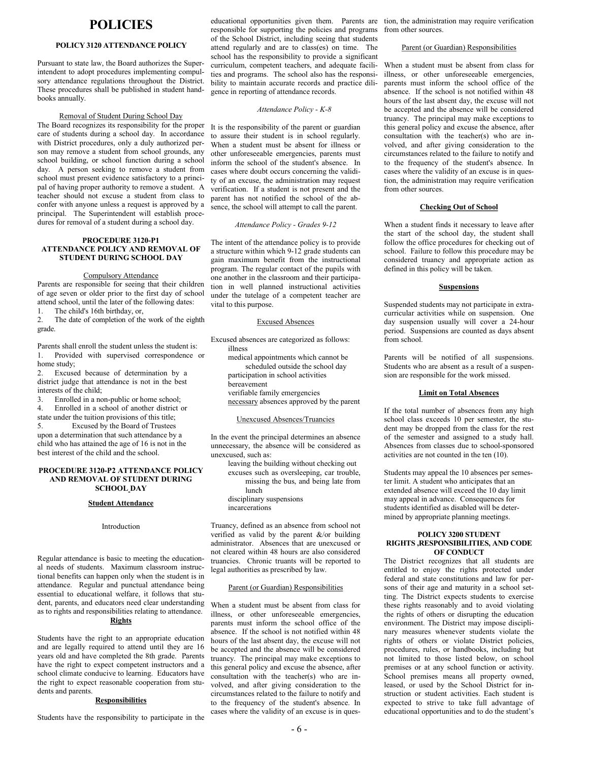# POLICIES

### POLICY 3120 ATTENDANCE POLICY

Pursuant to state law, the Board authorizes the Superintendent to adopt procedures implementing compulsory attendance regulations throughout the District. These procedures shall be published in student handbooks annually.

Removal of Student During School Day

The Board recognizes its responsibility for the proper care of students during a school day. In accordance with District procedures, only a duly authorized person may remove a student from school grounds, any school building, or school function during a school day. A person seeking to remove a student from school must present evidence satisfactory to a principal of having proper authority to remove a student. A teacher should not excuse a student from class to confer with anyone unless a request is approved by a principal. The Superintendent will establish procedures for removal of a student during a school day.

### PROCEDURE 3120-P1 ATTENDANCE POLICY AND REMOVAL OF STUDENT DURING SCHOOL DAY

Compulsory Attendance

Parents are responsible for seeing that their children of age seven or older prior to the first day of school attend school, until the later of the following dates:

1. The child's 16th birthday, or,
2. The date of completion of the work of the eighth grade.

Parents shall enroll the student unless the student is:

1. Provided with supervised correspondence or home study;
2. Excused because of determination by a district judge that attendance is not in the best interests of the child;
3. Enrolled in a non-public or home school;
4. Enrolled in a school of another district or state under the tuition provisions of this title;
5. Excused by the Board of Trustees upon a determination that such attendance by a child who has attained the age of 16 is not in the best interest of the child and the school.

### PROCEDURE 3120-P2 ATTENDANCE POLICY AND REMOVAL OF STUDENT DURING SCHOOL DAY

**Student Attendance**

Introduction

Regular attendance is basic to meeting the educational needs of students. Maximum classroom instructional benefits can happen only when the student is in attendance. Regular and punctual attendance being essential to educational welfare, it follows that student, parents, and educators need clear understanding as to rights and responsibilities relating to attendance.

**Rights**

Students have the right to an appropriate education and are legally required to attend until they are 16 years old and have completed the 8th grade. Parents have the right to expect competent instructors and a school climate conducive to learning. Educators have the right to expect reasonable cooperation from students and parents.

**Responsibilities**

Students have the responsibility to participate in the educational opportunities given them. Parents are responsible for supporting the policies and programs of the School District, including seeing that students attend regularly and are to class(es) on time. The school has the responsibility to provide a significant curriculum, competent teachers, and adequate facilities and programs. The school also has the responsibility to maintain accurate records and practice diligence in reporting of attendance records.

*Attendance Policy - K-8*

It is the responsibility of the parent or guardian to assure their student is in school regularly. When a student must be absent for illness or other unforeseeable emergencies, parents must inform the school of the student's absence. In cases where doubt occurs concerning the validity of an excuse, the administration may request verification. If a student is not present and the parent has not notified the school of the absence, the school will attempt to call the parent.

*Attendance Policy - Grades 9-12*

The intent of the attendance policy is to provide a structure within which 9-12 grade students can gain maximum benefit from the instructional program. The regular contact of the pupils with one another in the classroom and their participation in well planned instructional activities under the tutelage of a competent teacher are vital to this purpose.

Excused Absences

Excused absences are categorized as follows:

- illness
- medical appointments which cannot be scheduled outside the school day
- participation in school activities
- bereavement
- verifiable family emergencies
- necessary absences approved by the parent

Unexcused Absences/Truancies

In the event the principal determines an absence unnecessary, the absence will be considered as unexcused, such as:

- leaving the building without checking out
- excuses such as oversleeping, car trouble, missing the bus, and being late from lunch
- disciplinary suspensions
- incarcerations

Truancy, defined as an absence from school not verified as valid by the parent &/or building administrator. Absences that are unexcused or not cleared within 48 hours are also considered truancies. Chronic truants will be reported to legal authorities as prescribed by law.

Parent (or Guardian) Responsibilities

When a student must be absent from class for illness, or other unforeseeable emergencies, parents must inform the school office of the absence. If the school is not notified within 48 hours of the last absent day, the excuse will not be accepted and the absence will be considered truancy. The principal may make exceptions to this general policy and excuse the absence, after consultation with the teacher(s) who are involved, and after giving consideration to the circumstances related to the failure to notify and to the frequency of the student's absence. In cases where the validity of an excuse is in question, the administration may require verification from other sources.

Parent (or Guardian) Responsibilities

When a student must be absent from class for illness, or other unforeseeable emergencies, parents must inform the school office of the absence. If the school is not notified within 48 hours of the last absent day, the excuse will not be accepted and the absence will be considered truancy. The principal may make exceptions to this general policy and excuse the absence, after consultation with the teacher(s) who are involved, and after giving consideration to the circumstances related to the failure to notify and to the frequency of the student's absence. In cases where the validity of an excuse is in question, the administration may require verification from other sources.

**Checking Out of School**

When a student finds it necessary to leave after the start of the school day, the student shall follow the office procedures for checking out of school. Failure to follow this procedure may be considered truancy and appropriate action as defined in this policy will be taken.

**Suspensions**

Suspended students may not participate in extracurricular activities while on suspension. One day suspension usually will cover a 24-hour period. Suspensions are counted as days absent from school.

Parents will be notified of all suspensions. Students who are absent as a result of a suspension are responsible for the work missed.

**Limit on Total Absences**

If the total number of absences from any high school class exceeds 10 per semester, the student may be dropped from the class for the rest of the semester and assigned to a study hall. Absences from classes due to school-sponsored activities are not counted in the ten (10).

Students may appeal the 10 absences per semester limit. A student who anticipates that an extended absence will exceed the 10 day limit may appeal in advance. Consequences for students identified as disabled will be determined by appropriate planning meetings.

### POLICY 3200 STUDENT RIGHTS ,RESPONSIBILITIES, AND CODE OF CONDUCT

The District recognizes that all students are entitled to enjoy the rights protected under federal and state constitutions and law for persons of their age and maturity in a school setting. The District expects students to exercise these rights reasonably and to avoid violating the rights of others or disrupting the education environment. The District may impose disciplinary measures whenever students violate the rights of others or violate District policies, procedures, rules, or handbooks, including but not limited to those listed below, on school premises or at any school function or activity. School premises means all property owned, leased, or used by the School District for instruction or student activities. Each student is expected to strive to take full advantage of educational opportunities and to do the student's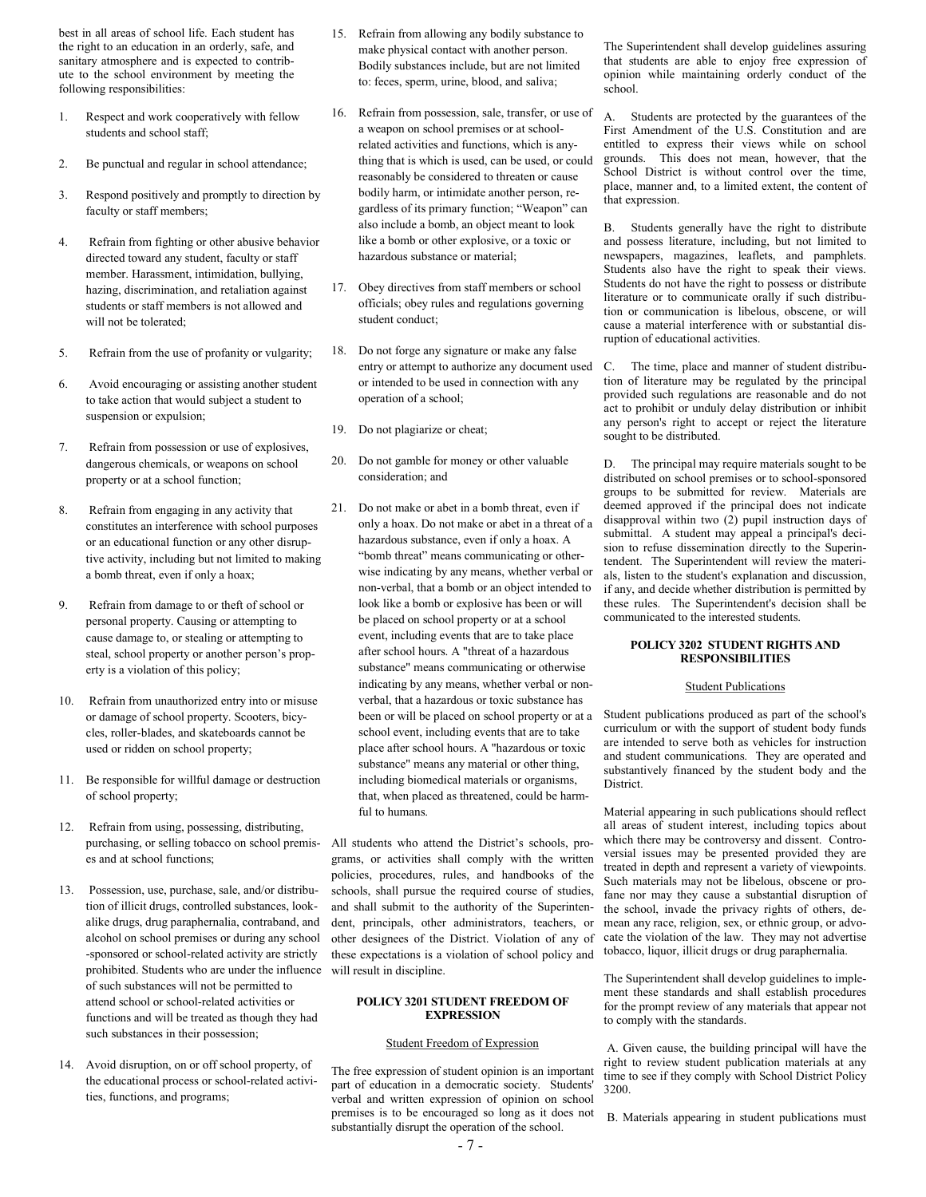best in all areas of school life. Each student has the right to an education in an orderly, safe, and sanitary atmosphere and is expected to contribute to the school environment by meeting the following responsibilities:

1. Respect and work cooperatively with fellow students and school staff;

2. Be punctual and regular in school attendance;

3. Respond positively and promptly to direction by faculty or staff members;

4. Refrain from fighting or other abusive behavior directed toward any student, faculty or staff member. Harassment, intimidation, bullying, hazing, discrimination, and retaliation against students or staff members is not allowed and will not be tolerated;

5. Refrain from the use of profanity or vulgarity;

6. Avoid encouraging or assisting another student to take action that would subject a student to suspension or expulsion;

7. Refrain from possession or use of explosives, dangerous chemicals, or weapons on school property or at a school function;

8. Refrain from engaging in any activity that constitutes an interference with school purposes or an educational function or any other disruptive activity, including but not limited to making a bomb threat, even if only a hoax;

9. Refrain from damage to or theft of school or personal property. Causing or attempting to cause damage to, or stealing or attempting to steal, school property or another person's property is a violation of this policy;

10. Refrain from unauthorized entry into or misuse or damage of school property. Scooters, bicycles, roller-blades, and skateboards cannot be used or ridden on school property;

11. Be responsible for willful damage or destruction of school property;

12. Refrain from using, possessing, distributing, purchasing, or selling tobacco on school premises and at school functions;

13. Possession, use, purchase, sale, and/or distribution of illicit drugs, controlled substances, look-alike drugs, drug paraphernalia, contraband, and alcohol on school premises or during any school -sponsored or school-related activity are strictly prohibited. Students who are under the influence of such substances will not be permitted to attend school or school-related activities or functions and will be treated as though they had such substances in their possession;

14. Avoid disruption, on or off school property, of the educational process or school-related activities, functions, and programs;

15. Refrain from allowing any bodily substance to make physical contact with another person. Bodily substances include, but are not limited to: feces, sperm, urine, blood, and saliva;

16. Refrain from possession, sale, transfer, or use of a weapon on school premises or at school-related activities and functions, which is anything that is which is used, can be used, or could reasonably be considered to threaten or cause bodily harm, or intimidate another person, regardless of its primary function; "Weapon" can also include a bomb, an object meant to look like a bomb or other explosive, or a toxic or hazardous substance or material;

17. Obey directives from staff members or school officials; obey rules and regulations governing student conduct;

18. Do not forge any signature or make any false entry or attempt to authorize any document used or intended to be used in connection with any operation of a school;

19. Do not plagiarize or cheat;

20. Do not gamble for money or other valuable consideration; and

21. Do not make or abet in a bomb threat, even if only a hoax. Do not make or abet in a threat of a hazardous substance, even if only a hoax. A "bomb threat" means communicating or otherwise indicating by any means, whether verbal or non-verbal, that a bomb or an object intended to look like a bomb or explosive has been or will be placed on school property or at a school event, including events that are to take place after school hours. A "threat of a hazardous substance" means communicating or otherwise indicating by any means, whether verbal or non-verbal, that a hazardous or toxic substance has been or will be placed on school property or at a school event, including events that are to take place after school hours. A "hazardous or toxic substance" means any material or other thing, including biomedical materials or organisms, that, when placed as threatened, could be harmful to humans.

All students who attend the District's schools, programs, or activities shall comply with the written policies, procedures, rules, and handbooks of the schools, shall pursue the required course of studies, and shall submit to the authority of the Superintendent, principals, other administrators, teachers, or other designees of the District. Violation of any of these expectations is a violation of school policy and will result in discipline.

#### POLICY 3201 STUDENT FREEDOM OF EXPRESSION

Student Freedom of Expression

The free expression of student opinion is an important part of education in a democratic society. Students' verbal and written expression of opinion on school premises is to be encouraged so long as it does not substantially disrupt the operation of the school.

The Superintendent shall develop guidelines assuring that students are able to enjoy free expression of opinion while maintaining orderly conduct of the school.

A. Students are protected by the guarantees of the First Amendment of the U.S. Constitution and are entitled to express their views while on school grounds. This does not mean, however, that the School District is without control over the time, place, manner and, to a limited extent, the content of that expression.

B. Students generally have the right to distribute and possess literature, including, but not limited to newspapers, magazines, leaflets, and pamphlets. Students also have the right to speak their views. Students do not have the right to possess or distribute literature or to communicate orally if such distribution or communication is libelous, obscene, or will cause a material interference with or substantial disruption of educational activities.

C. The time, place and manner of student distribution of literature may be regulated by the principal provided such regulations are reasonable and do not act to prohibit or unduly delay distribution or inhibit any person's right to accept or reject the literature sought to be distributed.

D. The principal may require materials sought to be distributed on school premises or to school-sponsored groups to be submitted for review. Materials are deemed approved if the principal does not indicate disapproval within two (2) pupil instruction days of submittal. A student may appeal a principal's decision to refuse dissemination directly to the Superintendent. The Superintendent will review the materials, listen to the student's explanation and discussion, if any, and decide whether distribution is permitted by these rules. The Superintendent's decision shall be communicated to the interested students.

#### POLICY 3202 STUDENT RIGHTS AND RESPONSIBILITIES

Student Publications

Student publications produced as part of the school's curriculum or with the support of student body funds are intended to serve both as vehicles for instruction and student communications. They are operated and substantively financed by the student body and the District.

Material appearing in such publications should reflect all areas of student interest, including topics about which there may be controversy and dissent. Controversial issues may be presented provided they are treated in depth and represent a variety of viewpoints. Such materials may not be libelous, obscene or profane nor may they cause a substantial disruption of the school, invade the privacy rights of others, demean any race, religion, sex, or ethnic group, or advocate the violation of the law. They may not advertise tobacco, liquor, illicit drugs or drug paraphernalia.

The Superintendent shall develop guidelines to implement these standards and shall establish procedures for the prompt review of any materials that appear not to comply with the standards.

A. Given cause, the building principal will have the right to review student publication materials at any time to see if they comply with School District Policy 3200.

B. Materials appearing in student publications must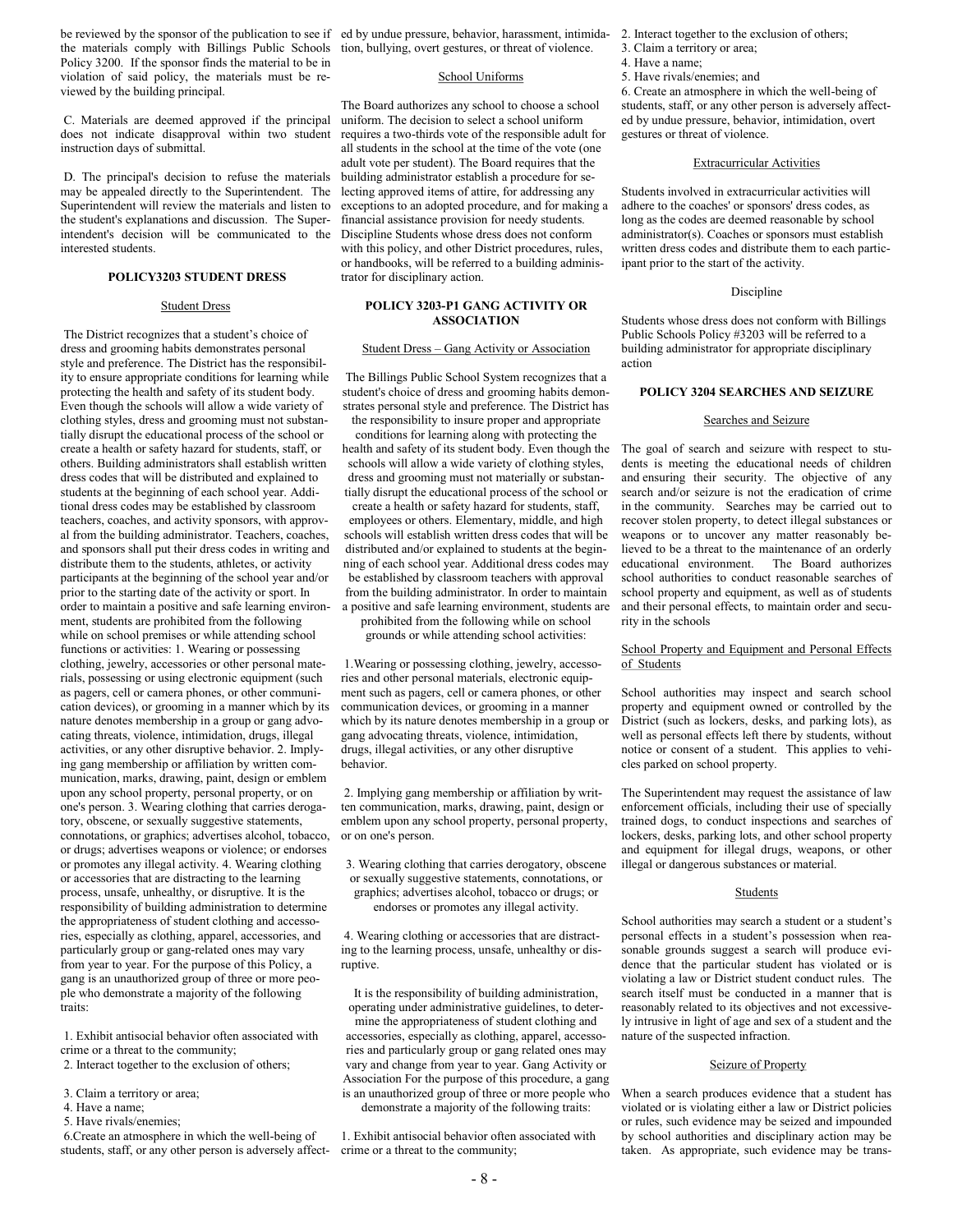be reviewed by the sponsor of the publication to see if the materials comply with Billings Public Schools Policy 3200. If the sponsor finds the material to be in violation of said policy, the materials must be reviewed by the building principal.

C. Materials are deemed approved if the principal does not indicate disapproval within two student instruction days of submittal.

D. The principal's decision to refuse the materials may be appealed directly to the Superintendent. The Superintendent will review the materials and listen to the student's explanations and discussion. The Superintendent's decision will be communicated to the interested students.

## POLICY3203 STUDENT DRESS

### Student Dress

The District recognizes that a student's choice of dress and grooming habits demonstrates personal style and preference. The District has the responsibility to ensure appropriate conditions for learning while protecting the health and safety of its student body. Even though the schools will allow a wide variety of clothing styles, dress and grooming must not substantially disrupt the educational process of the school or create a health or safety hazard for students, staff, or others. Building administrators shall establish written dress codes that will be distributed and explained to students at the beginning of each school year. Additional dress codes may be established by classroom teachers, coaches, and activity sponsors, with approval from the building administrator. Teachers, coaches, and sponsors shall put their dress codes in writing and distribute them to the students, athletes, or activity participants at the beginning of the school year and/or prior to the starting date of the activity or sport. In order to maintain a positive and safe learning environment, students are prohibited from the following while on school premises or while attending school functions or activities: 1. Wearing or possessing clothing, jewelry, accessories or other personal materials, possessing or using electronic equipment (such as pagers, cell or camera phones, or other communication devices), or grooming in a manner which by its nature denotes membership in a group or gang advocating threats, violence, intimidation, drugs, illegal activities, or any other disruptive behavior. 2. Implying gang membership or affiliation by written communication, marks, drawing, paint, design or emblem upon any school property, personal property, or on one's person. 3. Wearing clothing that carries derogatory, obscene, or sexually suggestive statements, connotations, or graphics; advertises alcohol, tobacco, or drugs; advertises weapons or violence; or endorses or promotes any illegal activity. 4. Wearing clothing or accessories that are distracting to the learning process, unsafe, unhealthy, or disruptive. It is the responsibility of building administration to determine the appropriateness of student clothing and accessories, especially as clothing, apparel, accessories, and particularly group or gang-related ones may vary from year to year. For the purpose of this Policy, a gang is an unauthorized group of three or more people who demonstrate a majority of the following traits:

1. Exhibit antisocial behavior often associated with crime or a threat to the community;
2. Interact together to the exclusion of others;
3. Claim a territory or area;
4. Have a name;
5. Have rivals/enemies;
6. Create an atmosphere in which the well-being of students, staff, or any other person is adversely affected by undue pressure, behavior, harassment, intimidation, bullying, overt gestures, or threat of violence.

### School Uniforms

The Board authorizes any school to choose a school uniform. The decision to select a school uniform requires a two-thirds vote of the responsible adult for all students in the school at the time of the vote (one adult vote per student). The Board requires that the building administrator establish a procedure for selecting approved items of attire, for addressing any exceptions to an adopted procedure, and for making a financial assistance provision for needy students. Discipline Students whose dress does not conform with this policy, and other District procedures, rules, or handbooks, will be referred to a building administrator for disciplinary action.

## POLICY 3203-P1 GANG ACTIVITY OR ASSOCIATION

### Student Dress – Gang Activity or Association

The Billings Public School System recognizes that a student's choice of dress and grooming habits demonstrates personal style and preference. The District has the responsibility to insure proper and appropriate conditions for learning along with protecting the health and safety of its student body. Even though the schools will allow a wide variety of clothing styles, dress and grooming must not materially or substantially disrupt the educational process of the school or create a health or safety hazard for students, staff, employees or others. Elementary, middle, and high schools will establish written dress codes that will be distributed and/or explained to students at the beginning of each school year. Additional dress codes may be established by classroom teachers with approval from the building administrator. In order to maintain a positive and safe learning environment, students are prohibited from the following while on school grounds or while attending school activities:

1. Wearing or possessing clothing, jewelry, accessories and other personal materials, electronic equipment such as pagers, cell or camera phones, or other communication devices, or grooming in a manner which by its nature denotes membership in a group or gang advocating threats, violence, intimidation, drugs, illegal activities, or any other disruptive behavior.

2. Implying gang membership or affiliation by written communication, marks, drawing, paint, design or emblem upon any school property, personal property, or on one's person.

3. Wearing clothing that carries derogatory, obscene or sexually suggestive statements, connotations, or graphics; advertises alcohol, tobacco or drugs; or endorses or promotes any illegal activity.

4. Wearing clothing or accessories that are distracting to the learning process, unsafe, unhealthy or disruptive.

It is the responsibility of building administration, operating under administrative guidelines, to determine the appropriateness of student clothing and accessories, especially as clothing, apparel, accessories and particularly group or gang related ones may vary and change from year to year. Gang Activity or Association For the purpose of this procedure, a gang is an unauthorized group of three or more people who demonstrate a majority of the following traits:

1. Exhibit antisocial behavior often associated with crime or a threat to the community;
2. Interact together to the exclusion of others;
3. Claim a territory or area;
4. Have a name;
5. Have rivals/enemies; and
6. Create an atmosphere in which the well-being of students, staff, or any other person is adversely affected by undue pressure, behavior, intimidation, overt gestures or threat of violence.

### Extracurricular Activities

Students involved in extracurricular activities will adhere to the coaches' or sponsors' dress codes, as long as the codes are deemed reasonable by school administrator(s). Coaches or sponsors must establish written dress codes and distribute them to each participant prior to the start of the activity.

### Discipline

Students whose dress does not conform with Billings Public Schools Policy #3203 will be referred to a building administrator for appropriate disciplinary action

## POLICY 3204 SEARCHES AND SEIZURE

### Searches and Seizure

The goal of search and seizure with respect to students is meeting the educational needs of children and ensuring their security. The objective of any search and/or seizure is not the eradication of crime in the community. Searches may be carried out to recover stolen property, to detect illegal substances or weapons or to uncover any matter reasonably believed to be a threat to the maintenance of an orderly educational environment. The Board authorizes school authorities to conduct reasonable searches of school property and equipment, as well as of students and their personal effects, to maintain order and security in the schools

### School Property and Equipment and Personal Effects of Students

School authorities may inspect and search school property and equipment owned or controlled by the District (such as lockers, desks, and parking lots), as well as personal effects left there by students, without notice or consent of a student. This applies to vehicles parked on school property.

The Superintendent may request the assistance of law enforcement officials, including their use of specially trained dogs, to conduct inspections and searches of lockers, desks, parking lots, and other school property and equipment for illegal drugs, weapons, or other illegal or dangerous substances or material.

### Students

School authorities may search a student or a student's personal effects in a student's possession when reasonable grounds suggest a search will produce evidence that the particular student has violated or is violating a law or District student conduct rules. The search itself must be conducted in a manner that is reasonably related to its objectives and not excessively intrusive in light of age and sex of a student and the nature of the suspected infraction.

### Seizure of Property

When a search produces evidence that a student has violated or is violating either a law or District policies or rules, such evidence may be seized and impounded by school authorities and disciplinary action may be taken. As appropriate, such evidence may be trans-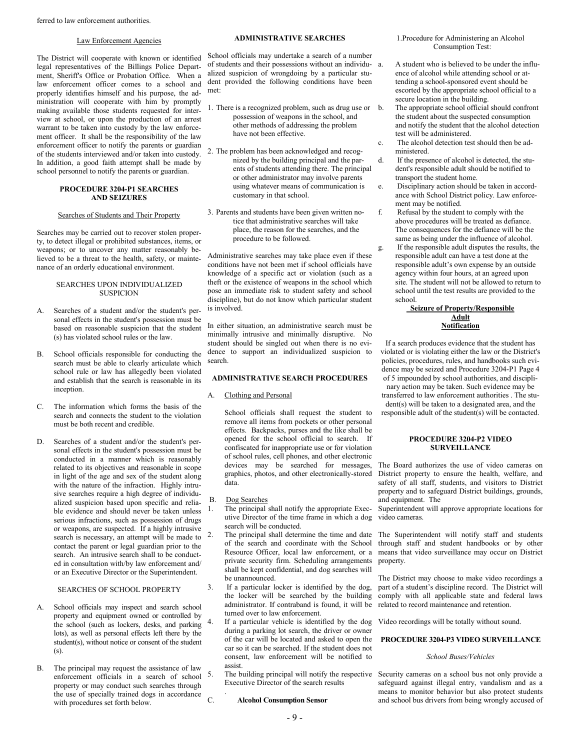ferred to law enforcement authorities.

Law Enforcement Agencies

The District will cooperate with known or identified legal representatives of the Billings Police Department, Sheriff's Office or Probation Office. When a law enforcement officer comes to a school and properly identifies himself and his purpose, the administration will cooperate with him by promptly making available those students requested for interview at school, or upon the production of an arrest warrant to be taken into custody by the law enforcement officer. It shall be the responsibility of the law enforcement officer to notify the parents or guardian of the students interviewed and/or taken into custody. In addition, a good faith attempt shall be made by school personnel to notify the parents or guardian.

## PROCEDURE 3204-P1 SEARCHES AND SEIZURES

Searches of Students and Their Property

Searches may be carried out to recover stolen property, to detect illegal or prohibited substances, items, or weapons; or to uncover any matter reasonably believed to be a threat to the health, safety, or maintenance of an orderly educational environment.

### SEARCHES UPON INDIVIDUALIZED SUSPICION

A. Searches of a student and/or the student's personal effects in the student's possession must be based on reasonable suspicion that the student (s) has violated school rules or the law.

B. School officials responsible for conducting the search must be able to clearly articulate which school rule or law has allegedly been violated and establish that the search is reasonable in its inception.

C. The information which forms the basis of the search and connects the student to the violation must be both recent and credible.

D. Searches of a student and/or the student's personal effects in the student's possession must be conducted in a manner which is reasonably related to its objectives and reasonable in scope in light of the age and sex of the student along with the nature of the infraction. Highly intrusive searches require a high degree of individualized suspicion based upon specific and reliable evidence and should never be taken unless serious infractions, such as possession of drugs or weapons, are suspected. If a highly intrusive search is necessary, an attempt will be made to contact the parent or legal guardian prior to the search. An intrusive search shall to be conducted in consultation with/by law enforcement and/ or an Executive Director or the Superintendent.

### SEARCHES OF SCHOOL PROPERTY

A. School officials may inspect and search school property and equipment owned or controlled by the school (such as lockers, desks, and parking lots), as well as personal effects left there by the student(s), without notice or consent of the student (s).

B. The principal may request the assistance of law enforcement officials in a search of school property or may conduct such searches through the use of specially trained dogs in accordance with procedures set forth below.

### ADMINISTRATIVE SEARCHES

School officials may undertake a search of a number of students and their possessions without an individualized suspicion of wrongdoing by a particular student provided the following conditions have been met:

1. There is a recognized problem, such as drug use or possession of weapons in the school, and other methods of addressing the problem have not been effective.

2. The problem has been acknowledged and recognized by the building principal and the parents of students attending there. The principal or other administrator may involve parents using whatever means of communication is customary in that school.

3. Parents and students have been given written notice that administrative searches will take place, the reason for the searches, and the procedure to be followed.

Administrative searches may take place even if these conditions have not been met if school officials have knowledge of a specific act or violation (such as a theft or the existence of weapons in the school which pose an immediate risk to student safety and school discipline), but do not know which particular student is involved.

In either situation, an administrative search must be minimally intrusive and minimally disruptive. No student should be singled out when there is no evidence to support an individualized suspicion to search.

### ADMINISTRATIVE SEARCH PROCEDURES

A. Clothing and Personal

School officials shall request the student to remove all items from pockets or other personal effects. Backpacks, purses and the like shall be opened for the school official to search. If confiscated for inappropriate use or for violation of school rules, cell phones, and other electronic devices may be searched for messages, graphics, photos, and other electronically-stored data.

B. Dog Searches

1. The principal shall notify the appropriate Executive Director of the time frame in which a dog search will be conducted.
2. The principal shall determine the time and date of the search and coordinate with the School Resource Officer, local law enforcement, or a private security firm. Scheduling arrangements shall be kept confidential, and dog searches will be unannounced.
3. If a particular locker is identified by the dog, the locker will be searched by the building administrator. If contraband is found, it will be turned over to law enforcement.
4. If a particular vehicle is identified by the dog during a parking lot search, the driver or owner of the car will be located and asked to open the car so it can be searched. If the student does not consent, law enforcement will be notified to assist.
5. The building principal will notify the respective Executive Director of the search results

.

C. **Alcohol Consumption Sensor**

1.Procedure for Administering an Alcohol Consumption Test:

a. A student who is believed to be under the influence of alcohol while attending school or attending a school-sponsored event should be escorted by the appropriate school official to a secure location in the building.
b. The appropriate school official should confront the student about the suspected consumption and notify the student that the alcohol detection test will be administered.
c. The alcohol detection test should then be administered.
d. If the presence of alcohol is detected, the student's responsible adult should be notified to transport the student home.
e. Disciplinary action should be taken in accordance with School District policy. Law enforcement may be notified.
f. Refusal by the student to comply with the above procedures will be treated as defiance. The consequences for the defiance will be the same as being under the influence of alcohol.
g. If the responsible adult disputes the results, the responsible adult can have a test done at the responsible adult's own expense by an outside agency within four hours, at an agreed upon site. The student will not be allowed to return to school until the test results are provided to the school.

**Seizure of Property/Responsible Adult Notification**

If a search produces evidence that the student has violated or is violating either the law or the District's policies, procedures, rules, and handbooks such evidence may be seized and Procedure 3204-P1 Page 4 of 5 impounded by school authorities, and disciplinary action may be taken. Such evidence may be transferred to law enforcement authorities . The student(s) will be taken to a designated area, and the responsible adult of the student(s) will be contacted.

## PROCEDURE 3204-P2 VIDEO SURVEILLANCE

The Board authorizes the use of video cameras on District property to ensure the health, welfare, and safety of all staff, students, and visitors to District property and to safeguard District buildings, grounds, and equipment. The Superintendent will approve appropriate locations for video cameras.

The Superintendent will notify staff and students through staff and student handbooks or by other means that video surveillance may occur on District property.

The District may choose to make video recordings a part of a student's discipline record. The District will comply with all applicable state and federal laws related to record maintenance and retention.

Video recordings will be totally without sound.

## PROCEDURE 3204-P3 VIDEO SURVEILLANCE

*School Buses/Vehicles*

Security cameras on a school bus not only provide a safeguard against illegal entry, vandalism and as a means to monitor behavior but also protect students and school bus drivers from being wrongly accused of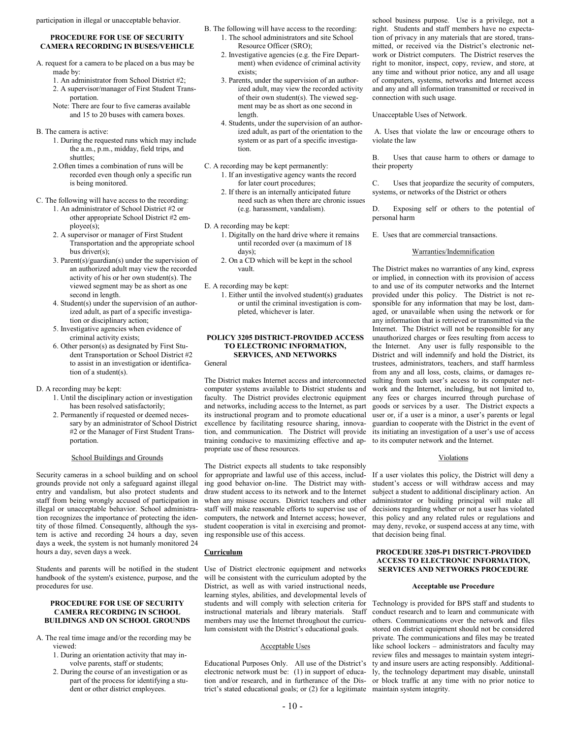participation in illegal or unacceptable behavior.

### PROCEDURE FOR USE OF SECURITY CAMERA RECORDING IN BUSES/VEHICLE

A. request for a camera to be placed on a bus may be made by:
   1. An administrator from School District #2;
   2. A supervisor/manager of First Student Transportation.
   
   Note: There are four to five cameras available and 15 to 20 buses with camera boxes.

B. The camera is active:
   1. During the requested runs which may include the a.m., p.m., midday, field trips, and shuttles;
   2. Often times a combination of runs will be recorded even though only a specific run is being monitored.

C. The following will have access to the recording:
   1. An administrator of School District #2 or other appropriate School District #2 employee(s);
   2. A supervisor or manager of First Student Transportation and the appropriate school bus driver(s);
   3. Parent(s)/guardian(s) under the supervision of an authorized adult may view the recorded activity of his or her own student(s). The viewed segment may be as short as one second in length.
   4. Student(s) under the supervision of an authorized adult, as part of a specific investigation or disciplinary action;
   5. Investigative agencies when evidence of criminal activity exists;
   6. Other person(s) as designated by First Student Transportation or School District #2 to assist in an investigation or identification of a student(s).

D. A recording may be kept:
   1. Until the disciplinary action or investigation has been resolved satisfactorily;
   2. Permanently if requested or deemed necessary by an administrator of School District #2 or the Manager of First Student Transportation.

School Buildings and Grounds

Security cameras in a school building and on school grounds provide not only a safeguard against illegal entry and vandalism, but also protect students and staff from being wrongly accused of participation in illegal or unacceptable behavior. School administration recognizes the importance of protecting the identity of those filmed. Consequently, although the system is active and recording 24 hours a day, seven days a week, the system is not humanly monitored 24 hours a day, seven days a week.

Students and parents will be notified in the student handbook of the system's existence, purpose, and the procedures for use.

### PROCEDURE FOR USE OF SECURITY CAMERA RECORDING IN SCHOOL BUILDINGS AND ON SCHOOL GROUNDS

A. The real time image and/or the recording may be viewed:
   1. During an orientation activity that may involve parents, staff or students;
   2. During the course of an investigation or as part of the process for identifying a student or other district employees.

B. The following will have access to the recording:
   1. The school administrators and site School Resource Officer (SRO);
   2. Investigative agencies (e.g. the Fire Department) when evidence of criminal activity exists;
   3. Parents, under the supervision of an authorized adult, may view the recorded activity of their own student(s). The viewed segment may be as short as one second in length.
   4. Students, under the supervision of an authorized adult, as part of the orientation to the system or as part of a specific investigation.

C. A recording may be kept permanently:
   1. If an investigative agency wants the record for later court procedures;
   2. If there is an internally anticipated future need such as when there are chronic issues (e.g. harassment, vandalism).

D. A recording may be kept:
   1. Digitally on the hard drive where it remains until recorded over (a maximum of 18 days);
   2. On a CD which will be kept in the school vault.

E. A recording may be kept:
   1. Either until the involved student(s) graduates or until the criminal investigation is completed, whichever is later.

### POLICY 3205 DISTRICT-PROVIDED ACCESS TO ELECTRONIC INFORMATION, SERVICES, AND NETWORKS

General

The District makes Internet access and interconnected computer systems available to District students and faculty. The District provides electronic equipment and networks, including access to the Internet, as part its instructional program and to promote educational excellence by facilitating resource sharing, innovation, and communication. The District will provide training conducive to maximizing effective and appropriate use of these resources.

The District expects all students to take responsibly for appropriate and lawful use of this access, including good behavior on-line. The District may withdraw student access to its network and to the Internet when any misuse occurs. District teachers and other staff will make reasonable efforts to supervise use of computers, the network and Internet access; however, student cooperation is vital in exercising and promoting responsible use of this access.

**Curriculum**

Use of District electronic equipment and networks will be consistent with the curriculum adopted by the District, as well as with varied instructional needs, learning styles, abilities, and developmental levels of students and will comply with selection criteria for instructional materials and library materials. Staff members may use the Internet throughout the curriculum consistent with the District's educational goals.

Acceptable Uses

Educational Purposes Only. All use of the District's electronic network must be: (1) in support of education and/or research, and in furtherance of the District's stated educational goals; or (2) for a legitimate school business purpose. Use is a privilege, not a right. Students and staff members have no expectation of privacy in any materials that are stored, transmitted, or received via the District's electronic network or District computers. The District reserves the right to monitor, inspect, copy, review, and store, at any time and without prior notice, any and all usage of computers, systems, networks and Internet access and any and all information transmitted or received in connection with such usage.

Unacceptable Uses of Network.

A. Uses that violate the law or encourage others to violate the law

B. Uses that cause harm to others or damage to their property

C. Uses that jeopardize the security of computers, systems, or networks of the District or others

D. Exposing self or others to the potential of personal harm

E. Uses that are commercial transactions.

Warranties/Indemnification

The District makes no warranties of any kind, express or implied, in connection with its provision of access to and use of its computer networks and the Internet provided under this policy. The District is not responsible for any information that may be lost, damaged, or unavailable when using the network or for any information that is retrieved or transmitted via the Internet. The District will not be responsible for any unauthorized charges or fees resulting from access to the Internet. Any user is fully responsible to the District and will indemnify and hold the District, its trustees, administrators, teachers, and staff harmless from any and all loss, costs, claims, or damages resulting from such user's access to its computer network and the Internet, including, but not limited to, any fees or charges incurred through purchase of goods or services by a user. The District expects a user or, if a user is a minor, a user's parents or legal guardian to cooperate with the District in the event of its initiating an investigation of a user's use of access to its computer network and the Internet.

Violations

If a user violates this policy, the District will deny a student's access or will withdraw access and may subject a student to additional disciplinary action. An administrator or building principal will make all decisions regarding whether or not a user has violated this policy and any related rules or regulations and may deny, revoke, or suspend access at any time, with that decision being final.

### PROCEDURE 3205-P1 DISTRICT-PROVIDED ACCESS TO ELECTRONIC INFORMATION, SERVICES AND NETWORKS PROCEDURE

**Acceptable use Procedure**

Technology is provided for BPS staff and students to conduct research and to learn and communicate with others. Communications over the network and files stored on district equipment should not be considered private. The communications and files may be treated like school lockers – administrators and faculty may review files and messages to maintain system integrity and insure users are acting responsibly. Additionally, the technology department may disable, uninstall or block traffic at any time with no prior notice to maintain system integrity.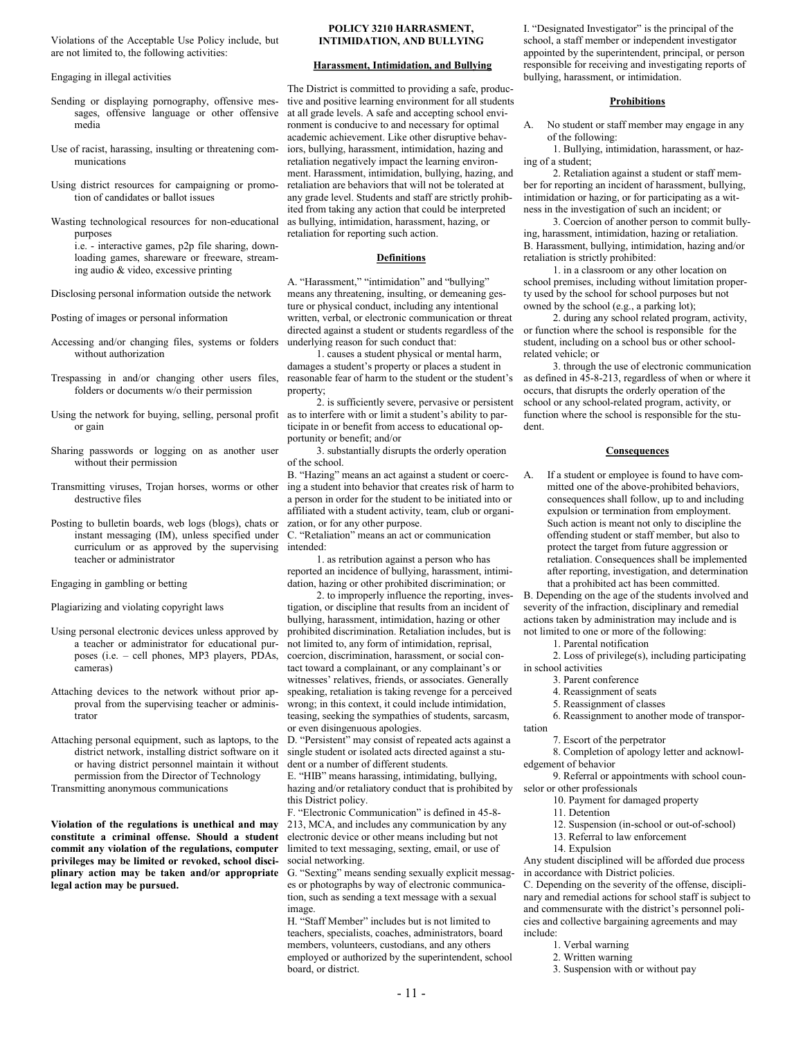Violations of the Acceptable Use Policy include, but are not limited to, the following activities:

Engaging in illegal activities

Sending or displaying pornography, offensive messages, offensive language or other offensive media

Use of racist, harassing, insulting or threatening communications

Using district resources for campaigning or promotion of candidates or ballot issues

Wasting technological resources for non-educational purposes
i.e. - interactive games, p2p file sharing, downloading games, shareware or freeware, streaming audio & video, excessive printing

Disclosing personal information outside the network

Posting of images or personal information

Accessing and/or changing files, systems or folders without authorization

Trespassing in and/or changing other users files, folders or documents w/o their permission

Using the network for buying, selling, personal profit or gain

Sharing passwords or logging on as another user without their permission

Transmitting viruses, Trojan horses, worms or other destructive files

Posting to bulletin boards, web logs (blogs), chats or instant messaging (IM), unless specified under curriculum or as approved by the supervising teacher or administrator

Engaging in gambling or betting

Plagiarizing and violating copyright laws

Using personal electronic devices unless approved by a teacher or administrator for educational purposes (i.e. – cell phones, MP3 players, PDAs, cameras)

Attaching devices to the network without prior approval from the supervising teacher or administrator

Attaching personal equipment, such as laptops, to the district network, installing district software on it or having district personnel maintain it without permission from the Director of Technology

Transmitting anonymous communications

**Violation of the regulations is unethical and may constitute a criminal offense. Should a student commit any violation of the regulations, computer privileges may be limited or revoked, school disciplinary action may be taken and/or appropriate legal action may be pursued.**

## POLICY 3210 HARRASMENT, INTIMIDATION, AND BULLYING

### Harassment, Intimidation, and Bullying

The District is committed to providing a safe, productive and positive learning environment for all students at all grade levels. A safe and accepting school environment is conducive to and necessary for optimal academic achievement. Like other disruptive behaviors, bullying, harassment, intimidation, hazing and retaliation negatively impact the learning environment. Harassment, intimidation, bullying, hazing, and retaliation are behaviors that will not be tolerated at any grade level. Students and staff are strictly prohibited from taking any action that could be interpreted as bullying, intimidation, harassment, hazing, or retaliation for reporting such action.

### Definitions

A. "Harassment," "intimidation" and "bullying" means any threatening, insulting, or demeaning gesture or physical conduct, including any intentional written, verbal, or electronic communication or threat directed against a student or students regardless of the underlying reason for such conduct that:

1. causes a student physical or mental harm, damages a student's property or places a student in reasonable fear of harm to the student or the student's property;
2. is sufficiently severe, pervasive or persistent as to interfere with or limit a student's ability to participate in or benefit from access to educational opportunity or benefit; and/or
3. substantially disrupts the orderly operation of the school.

B. "Hazing" means an act against a student or coercing a student into behavior that creates risk of harm to a person in order for the student to be initiated into or affiliated with a student activity, team, club or organization, or for any other purpose.

C. "Retaliation" means an act or communication intended:

1. as retribution against a person who has reported an incidence of bullying, harassment, intimidation, hazing or other prohibited discrimination; or
2. to improperly influence the reporting, investigation, or discipline that results from an incident of bullying, harassment, intimidation, hazing or other prohibited discrimination. Retaliation includes, but is not limited to, any form of intimidation, reprisal, coercion, discrimination, harassment, or social contact toward a complainant, or any complainant's or witnesses' relatives, friends, or associates. Generally speaking, retaliation is taking revenge for a perceived wrong; in this context, it could include intimidation, teasing, seeking the sympathies of students, sarcasm, or even disingenuous apologies.

D. "Persistent" may consist of repeated acts against a single student or isolated acts directed against a student or a number of different students.

E. "HIB" means harassing, intimidating, bullying, hazing and/or retaliatory conduct that is prohibited by this District policy.

F. "Electronic Communication" is defined in 45-8-213, MCA, and includes any communication by any electronic device or other means including but not limited to text messaging, sexting, email, or use of social networking.

G. "Sexting" means sending sexually explicit messages or photographs by way of electronic communication, such as sending a text message with a sexual image.

H. "Staff Member" includes but is not limited to teachers, specialists, coaches, administrators, board members, volunteers, custodians, and any others employed or authorized by the superintendent, school board, or district.

I. "Designated Investigator" is the principal of the school, a staff member or independent investigator appointed by the superintendent, principal, or person responsible for receiving and investigating reports of bullying, harassment, or intimidation.

### Prohibitions

A. No student or staff member may engage in any of the following:

1. Bullying, intimidation, harassment, or hazing of a student;
2. Retaliation against a student or staff member for reporting an incident of harassment, bullying, intimidation or hazing, or for participating as a witness in the investigation of such an incident; or
3. Coercion of another person to commit bullying, harassment, intimidation, hazing or retaliation.

B. Harassment, bullying, intimidation, hazing and/or retaliation is strictly prohibited:

1. in a classroom or any other location on school premises, including without limitation property used by the school for school purposes but not owned by the school (e.g., a parking lot);
2. during any school related program, activity, or function where the school is responsible for the student, including on a school bus or other school-related vehicle; or
3. through the use of electronic communication as defined in 45-8-213, regardless of when or where it occurs, that disrupts the orderly operation of the school or any school-related program, activity, or function where the school is responsible for the student.

### Consequences

A. If a student or employee is found to have committed one of the above-prohibited behaviors, consequences shall follow, up to and including expulsion or termination from employment. Such action is meant not only to discipline the offending student or staff member, but also to protect the target from future aggression or retaliation. Consequences shall be implemented after reporting, investigation, and determination that a prohibited act has been committed.

B. Depending on the age of the students involved and severity of the infraction, disciplinary and remedial actions taken by administration may include and is not limited to one or more of the following:

1. Parental notification
2. Loss of privilege(s), including participating in school activities
3. Parent conference
4. Reassignment of seats
5. Reassignment of classes
6. Reassignment to another mode of transportation
7. Escort of the perpetrator
8. Completion of apology letter and acknowledgement of behavior
9. Referral or appointments with school counselor or other professionals
10. Payment for damaged property
11. Detention
12. Suspension (in-school or out-of-school)
13. Referral to law enforcement
14. Expulsion

Any student disciplined will be afforded due process in accordance with District policies.

C. Depending on the severity of the offense, disciplinary and remedial actions for school staff is subject to and commensurate with the district's personnel policies and collective bargaining agreements and may include:

1. Verbal warning
2. Written warning
3. Suspension with or without pay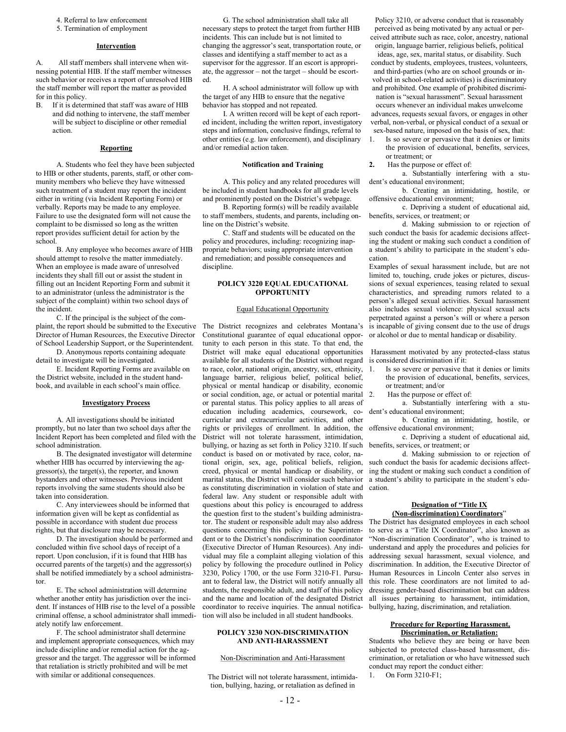4. Referral to law enforcement
5. Termination of employment

### Intervention

A. All staff members shall intervene when witnessing potential HIB. If the staff member witnesses such behavior or receives a report of unresolved HIB the staff member will report the matter as provided for in this policy.

B. If it is determined that staff was aware of HIB and did nothing to intervene, the staff member will be subject to discipline or other remedial action.

### Reporting

A. Students who feel they have been subjected to HIB or other students, parents, staff, or other community members who believe they have witnessed such treatment of a student may report the incident either in writing (via Incident Reporting Form) or verbally. Reports may be made to any employee. Failure to use the designated form will not cause the complaint to be dismissed so long as the written report provides sufficient detail for action by the school.

B. Any employee who becomes aware of HIB should attempt to resolve the matter immediately. When an employee is made aware of unresolved incidents they shall fill out or assist the student in filling out an Incident Reporting Form and submit it to an administrator (unless the administrator is the subject of the complaint) within two school days of the incident.

C. If the principal is the subject of the complaint, the report should be submitted to the Executive Director of Human Resources, the Executive Director of School Leadership Support, or the Superintendent.

D. Anonymous reports containing adequate detail to investigate will be investigated.

E. Incident Reporting Forms are available on the District website, included in the student handbook, and available in each school's main office.

### Investigatory Process

A. All investigations should be initiated promptly, but no later than two school days after the Incident Report has been completed and filed with the school administration.

B. The designated investigator will determine whether HIB has occurred by interviewing the aggressor(s), the target(s), the reporter, and known bystanders and other witnesses. Previous incident reports involving the same students should also be taken into consideration.

C. Any interviewees should be informed that information given will be kept as confidential as possible in accordance with student due process rights, but that disclosure may be necessary.

D. The investigation should be performed and concluded within five school days of receipt of a report. Upon conclusion, if it is found that HIB has occurred parents of the target(s) and the aggressor(s) shall be notified immediately by a school administrator.

E. The school administration will determine whether another entity has jurisdiction over the incident. If instances of HIB rise to the level of a possible criminal offense, a school administrator shall immediately notify law enforcement.

F. The school administrator shall determine and implement appropriate consequences, which may include discipline and/or remedial action for the aggressor and the target. The aggressor will be informed that retaliation is strictly prohibited and will be met with similar or additional consequences.

G. The school administration shall take all necessary steps to protect the target from further HIB incidents. This can include but is not limited to changing the aggressor's seat, transportation route, or classes and identifying a staff member to act as a supervisor for the aggressor. If an escort is appropriate, the aggressor – not the target – should be escorted.

H. A school administrator will follow up with the target of any HIB to ensure that the negative behavior has stopped and not repeated.

I. A written record will be kept of each reported incident, including the written report, investigatory steps and information, conclusive findings, referral to other entities (e.g. law enforcement), and disciplinary and/or remedial action taken.

### Notification and Training

A. This policy and any related procedures will be included in student handbooks for all grade levels and prominently posted on the District's webpage.

B. Reporting form(s) will be readily available to staff members, students, and parents, including online on the District's website.

C. Staff and students will be educated on the policy and procedures, including: recognizing inappropriate behaviors; using appropriate intervention and remediation; and possible consequences and discipline.

## POLICY 3220 EQUAL EDUCATIONAL OPPORTUNITY

### Equal Educational Opportunity

The District recognizes and celebrates Montana's Constitutional guarantee of equal educational opportunity to each person in this state. To that end, the District will make equal educational opportunities available for all students of the District without regard to race, color, national origin, ancestry, sex, ethnicity, language barrier, religious belief, political belief, physical or mental handicap or disability, economic or social condition, age, or actual or potential marital or parental status. This policy applies to all areas of education including academics, coursework, co-curricular and extracurricular activities, and other rights or privileges of enrollment. In addition, the District will not tolerate harassment, intimidation, bullying, or hazing as set forth in Policy 3210. If such conduct is based on or motivated by race, color, national origin, sex, age, political beliefs, religion, creed, physical or mental handicap or disability, or marital status, the District will consider such behavior as constituting discrimination in violation of state and federal law. Any student or responsible adult with questions about this policy is encouraged to address the question first to the student's building administrator. The student or responsible adult may also address questions concerning this policy to the Superintendent or to the District's nondiscrimination coordinator (Executive Director of Human Resources). Any individual may file a complaint alleging violation of this policy by following the procedure outlined in Policy 3230, Policy 1700, or the use Form 3210-F1. Pursuant to federal law, the District will notify annually all students, the responsible adult, and staff of this policy and the name and location of the designated District coordinator to receive inquiries. The annual notification will also be included in all student handbooks.

## POLICY 3230 NON-DISCRIMINATION AND ANTI-HARASSMENT

### Non-Discrimination and Anti-Harassment

The District will not tolerate harassment, intimidation, bullying, hazing, or retaliation as defined in Policy 3210, or adverse conduct that is reasonably perceived as being motivated by any actual or perceived attribute such as race, color, ancestry, national origin, language barrier, religious beliefs, political ideas, age, sex, marital status, or disability. Such conduct by students, employees, trustees, volunteers, and third-parties (who are on school grounds or involved in school-related activities) is discriminatory and prohibited. One example of prohibited discrimination is "sexual harassment". Sexual harassment occurs whenever an individual makes unwelcome advances, requests sexual favors, or engages in other verbal, non-verbal, or physical conduct of a sexual or sex-based nature, imposed on the basis of sex, that:

1. Is so severe or pervasive that it denies or limits the provision of educational, benefits, services, or treatment; or
2. Has the purpose or effect of:
   a. Substantially interfering with a student's educational environment;
   b. Creating an intimidating, hostile, or offensive educational environment;
   c. Depriving a student of educational aid, benefits, services, or treatment; or
   d. Making submission to or rejection of such conduct the basis for academic decisions affecting the student or making such conduct a condition of a student's ability to participate in the student's education.

Examples of sexual harassment include, but are not limited to, touching, crude jokes or pictures, discussions of sexual experiences, teasing related to sexual characteristics, and spreading rumors related to a person's alleged sexual activities. Sexual harassment also includes sexual violence: physical sexual acts perpetrated against a person's will or where a person is incapable of giving consent due to the use of drugs or alcohol or due to mental handicap or disability.

Harassment motivated by any protected-class status is considered discrimination if it:

1. Is so severe or pervasive that it denies or limits the provision of educational, benefits, services, or treatment; and/or
2. Has the purpose or effect of:
   a. Substantially interfering with a student's educational environment;
   b. Creating an intimidating, hostile, or offensive educational environment;
   c. Depriving a student of educational aid, benefits, services, or treatment; or
   d. Making submission to or rejection of such conduct the basis for academic decisions affecting the student or making such conduct a condition of a student's ability to participate in the student's education.

### Designation of "Title IX (Non-discrimination) Coordinators"

The District has designated employees in each school to serve as a "Title IX Coordinator", also known as "Non-discrimination Coordinator", who is trained to understand and apply the procedures and policies for addressing sexual harassment, sexual violence, and discrimination. In addition, the Executive Director of Human Resources in Lincoln Center also serves in this role. These coordinators are not limited to addressing gender-based discrimination but can address all issues pertaining to harassment, intimidation, bullying, hazing, discrimination, and retaliation.

### Procedure for Reporting Harassment, Discrimination, or Retaliation:

Students who believe they are being or have been subjected to protected class-based harassment, discrimination, or retaliation or who have witnessed such conduct may report the conduct either:

1. On Form 3210-F1;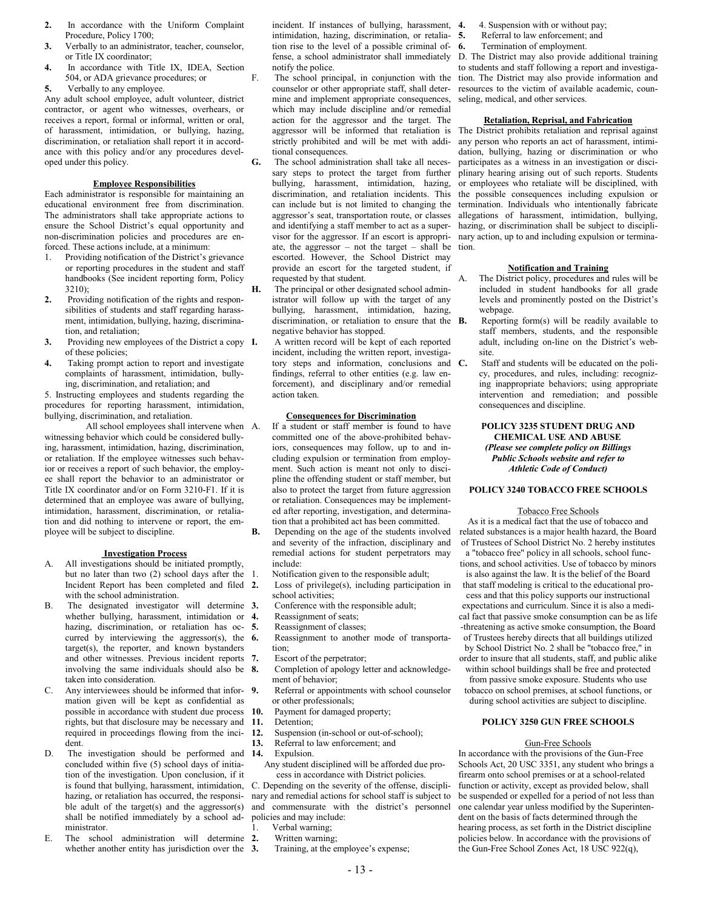2. In accordance with the Uniform Complaint Procedure, Policy 1700;
3. Verbally to an administrator, teacher, counselor, or Title IX coordinator;
4. In accordance with Title IX, IDEA, Section 504, or ADA grievance procedures; or
5. Verbally to any employee.

Any adult school employee, adult volunteer, district contractor, or agent who witnesses, overhears, or receives a report, formal or informal, written or oral, of harassment, intimidation, or bullying, hazing, discrimination, or retaliation shall report it in accordance with this policy and/or any procedures developed under this policy.

**Employee Responsibilities**

Each administrator is responsible for maintaining an educational environment free from discrimination. The administrators shall take appropriate actions to ensure the School District's equal opportunity and non-discrimination policies and procedures are enforced. These actions include, at a minimum:

1. Providing notification of the District's grievance or reporting procedures in the student and staff handbooks (See incident reporting form, Policy 3210);
2. Providing notification of the rights and responsibilities of students and staff regarding harassment, intimidation, bullying, hazing, discrimination, and retaliation;
3. Providing new employees of the District a copy of these policies;
4. Taking prompt action to report and investigate complaints of harassment, intimidation, bullying, discrimination, and retaliation; and
5. Instructing employees and students regarding the procedures for reporting harassment, intimidation, bullying, discrimination, and retaliation.

All school employees shall intervene when witnessing behavior which could be considered bullying, harassment, intimidation, hazing, discrimination, or retaliation. If the employee witnesses such behavior or receives a report of such behavior, the employee shall report the behavior to an administrator or Title IX coordinator and/or on Form 3210-F1. If it is determined that an employee was aware of bullying, intimidation, harassment, discrimination, or retaliation and did nothing to intervene or report, the employee will be subject to discipline.

**Investigation Process**

A. All investigations should be initiated promptly, but no later than two (2) school days after the Incident Report has been completed and filed with the school administration.
B. The designated investigator will determine whether bullying, harassment, intimidation or hazing, discrimination, or retaliation has occurred by interviewing the aggressor(s), the target(s), the reporter, and known bystanders and other witnesses. Previous incident reports involving the same individuals should also be taken into consideration.
C. Any interviewees should be informed that information given will be kept as confidential as possible in accordance with student due process rights, but that disclosure may be necessary and required in proceedings flowing from the incident.
D. The investigation should be performed and concluded within five (5) school days of initiation of the investigation. Upon conclusion, if it is found that bullying, harassment, intimidation, hazing, or retaliation has occurred, the responsible adult of the target(s) and the aggressor(s) shall be notified immediately by a school administrator.
E. The school administration will determine whether another entity has jurisdiction over the incident. If instances of bullying, harassment, intimidation, hazing, discrimination, or retaliation rise to the level of a possible criminal offense, a school administrator shall immediately notify the police.
F. The school principal, in conjunction with the counselor or other appropriate staff, shall determine and implement appropriate consequences, which may include discipline and/or remedial action for the aggressor and the target. The aggressor will be informed that retaliation is strictly prohibited and will be met with additional consequences.
G. The school administration shall take all necessary steps to protect the target from further bullying, harassment, intimidation, hazing, discrimination, and retaliation incidents. This can include but is not limited to changing the aggressor's seat, transportation route, or classes and identifying a staff member to act as a supervisor for the aggressor. If an escort is appropriate, the aggressor – not the target – shall be escorted. However, the School District may provide an escort for the targeted student, if requested by that student.
H. The principal or other designated school administrator will follow up with the target of any bullying, harassment, intimidation, hazing, discrimination, or retaliation to ensure that the negative behavior has stopped.
I. A written record will be kept of each reported incident, including the written report, investigatory steps and information, conclusions and findings, referral to other entities (e.g. law enforcement), and disciplinary and/or remedial action taken.

**Consequences for Discrimination**

A. If a student or staff member is found to have committed one of the above-prohibited behaviors, consequences may follow, up to and including expulsion or termination from employment. Such action is meant not only to discipline the offending student or staff member, but also to protect the target from future aggression or retaliation. Consequences may be implemented after reporting, investigation, and determination that a prohibited act has been committed.
B. Depending on the age of the students involved and severity of the infraction, disciplinary and remedial actions for student perpetrators may include:
   1. Notification given to the responsible adult;
   2. Loss of privilege(s), including participation in school activities;
   3. Conference with the responsible adult;
   4. Reassignment of seats;
   5. Reassignment of classes;
   6. Reassignment to another mode of transportation;
   7. Escort of the perpetrator;
   8. Completion of apology letter and acknowledgement of behavior;
   9. Referral or appointments with school counselor or other professionals;
   10. Payment for damaged property;
   11. Detention;
   12. Suspension (in-school or out-of-school);
   13. Referral to law enforcement; and
   14. Expulsion.

   Any student disciplined will be afforded due process in accordance with District policies.

C. Depending on the severity of the offense, disciplinary and remedial actions for school staff is subject to and commensurate with the district's personnel policies and may include:
   1. Verbal warning;
   2. Written warning;
   3. Training, at the employee's expense;
   4. 4. Suspension with or without pay;
   5. Referral to law enforcement; and
   6. Termination of employment.

D. The District may also provide additional training to students and staff following a report and investigation. The District may also provide information and resources to the victim of available academic, counseling, medical, and other services.

**Retaliation, Reprisal, and Fabrication**

The District prohibits retaliation and reprisal against any person who reports an act of harassment, intimidation, bullying, hazing or discrimination or who participates as a witness in an investigation or disciplinary hearing arising out of such reports. Students or employees who retaliate will be disciplined, with the possible consequences including expulsion or termination. Individuals who intentionally fabricate allegations of harassment, intimidation, bullying, hazing, or discrimination shall be subject to disciplinary action, up to and including expulsion or termination.

**Notification and Training**

A. The District policy, procedures and rules will be included in student handbooks for all grade levels and prominently posted on the District's webpage.
B. Reporting form(s) will be readily available to staff members, students, and the responsible adult, including on-line on the District's website.
C. Staff and students will be educated on the policy, procedures, and rules, including: recognizing inappropriate behaviors; using appropriate intervention and remediation; and possible consequences and discipline.

**POLICY 3235 STUDENT DRUG AND CHEMICAL USE AND ABUSE**

***(Please see complete policy on Billings Public Schools website and refer to Athletic Code of Conduct)***

**POLICY 3240 TOBACCO FREE SCHOOLS**

Tobacco Free Schools

As it is a medical fact that the use of tobacco and related substances is a major health hazard, the Board of Trustees of School District No. 2 hereby institutes a "tobacco free" policy in all schools, school functions, and school activities. Use of tobacco by minors is also against the law. It is the belief of the Board that staff modeling is critical to the educational process and that this policy supports our instructional expectations and curriculum. Since it is also a medical fact that passive smoke consumption can be as life-threatening as active smoke consumption, the Board of Trustees hereby directs that all buildings utilized by School District No. 2 shall be "tobacco free," in order to insure that all students, staff, and public alike within school buildings shall be free and protected from passive smoke exposure. Students who use tobacco on school premises, at school functions, or during school activities are subject to discipline.

**POLICY 3250 GUN FREE SCHOOLS**

Gun-Free Schools

In accordance with the provisions of the Gun-Free Schools Act, 20 USC 3351, any student who brings a firearm onto school premises or at a school-related function or activity, except as provided below, shall be suspended or expelled for a period of not less than one calendar year unless modified by the Superintendent on the basis of facts determined through the hearing process, as set forth in the District discipline policies below. In accordance with the provisions of the Gun-Free School Zones Act, 18 USC 922(q),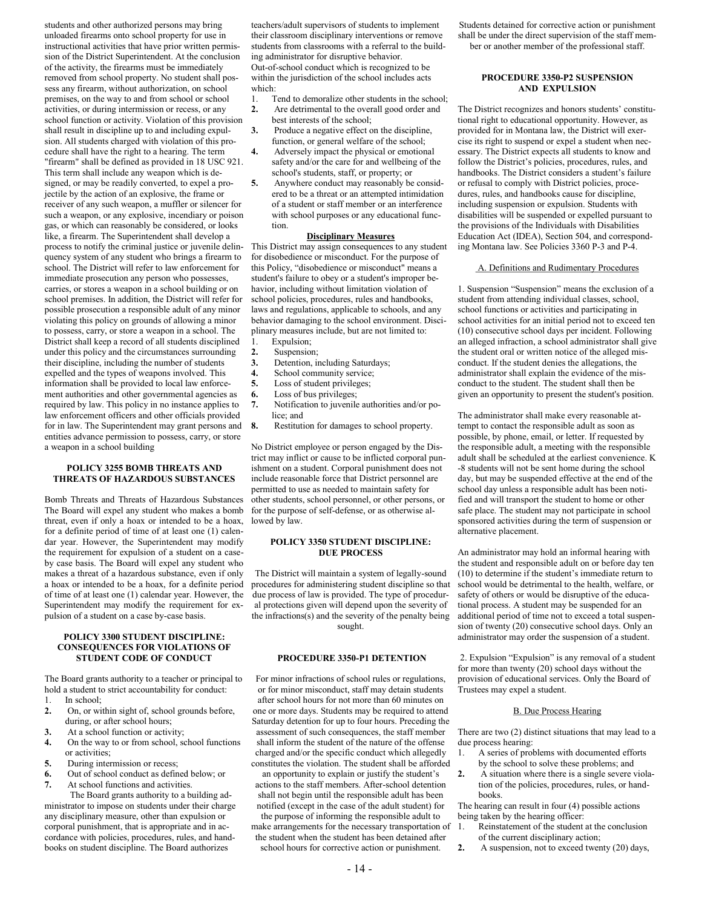students and other authorized persons may bring unloaded firearms onto school property for use in instructional activities that have prior written permission of the District Superintendent. At the conclusion of the activity, the firearms must be immediately removed from school property. No student shall possess any firearm, without authorization, on school premises, on the way to and from school or school activities, or during intermission or recess, or any school function or activity. Violation of this provision shall result in discipline up to and including expulsion. All students charged with violation of this procedure shall have the right to a hearing. The term "firearm" shall be defined as provided in 18 USC 921. This term shall include any weapon which is designed, or may be readily converted, to expel a projectile by the action of an explosive, the frame or receiver of any such weapon, a muffler or silencer for such a weapon, or any explosive, incendiary or poison gas, or which can reasonably be considered, or looks like, a firearm. The Superintendent shall develop a process to notify the criminal justice or juvenile delinquency system of any student who brings a firearm to school. The District will refer to law enforcement for immediate prosecution any person who possesses, carries, or stores a weapon in a school building or on school premises. In addition, the District will refer for possible prosecution a responsible adult of any minor violating this policy on grounds of allowing a minor to possess, carry, or store a weapon in a school. The District shall keep a record of all students disciplined under this policy and the circumstances surrounding their discipline, including the number of students expelled and the types of weapons involved. This information shall be provided to local law enforcement authorities and other governmental agencies as required by law. This policy in no instance applies to law enforcement officers and other officials provided for in law. The Superintendent may grant persons and entities advance permission to possess, carry, or store a weapon in a school building

## POLICY 3255 BOMB THREATS AND THREATS OF HAZARDOUS SUBSTANCES

Bomb Threats and Threats of Hazardous Substances The Board will expel any student who makes a bomb threat, even if only a hoax or intended to be a hoax, for a definite period of time of at least one (1) calendar year. However, the Superintendent may modify the requirement for expulsion of a student on a case-by case basis. The Board will expel any student who makes a threat of a hazardous substance, even if only a hoax or intended to be a hoax, for a definite period of time of at least one (1) calendar year. However, the Superintendent may modify the requirement for expulsion of a student on a case by-case basis.

## POLICY 3300 STUDENT DISCIPLINE: CONSEQUENCES FOR VIOLATIONS OF STUDENT CODE OF CONDUCT

The Board grants authority to a teacher or principal to hold a student to strict accountability for conduct:

1. In school;
2. On, or within sight of, school grounds before, during, or after school hours;
3. At a school function or activity;
4. On the way to or from school, school functions or activities;
5. During intermission or recess;
6. Out of school conduct as defined below; or
7. At school functions and activities.

The Board grants authority to a building administrator to impose on students under their charge any disciplinary measure, other than expulsion or corporal punishment, that is appropriate and in accordance with policies, procedures, rules, and handbooks on student discipline. The Board authorizes teachers/adult supervisors of students to implement their classroom disciplinary interventions or remove students from classrooms with a referral to the building administrator for disruptive behavior.
Out-of-school conduct which is recognized to be within the jurisdiction of the school includes acts which:

1. Tend to demoralize other students in the school;
2. Are detrimental to the overall good order and best interests of the school;
3. Produce a negative effect on the discipline, function, or general welfare of the school;
4. Adversely impact the physical or emotional safety and/or the care for and wellbeing of the school's students, staff, or property; or
5. Anywhere conduct may reasonably be considered to be a threat or an attempted intimidation of a student or staff member or an interference with school purposes or any educational function.

**Disciplinary Measures**

This District may assign consequences to any student for disobedience or misconduct. For the purpose of this Policy, "disobedience or misconduct" means a student's failure to obey or a student's improper behavior, including without limitation violation of school policies, procedures, rules and handbooks, laws and regulations, applicable to schools, and any behavior damaging to the school environment. Disciplinary measures include, but are not limited to:

1. Expulsion;
2. Suspension;
3. Detention, including Saturdays;
4. School community service;
5. Loss of student privileges;
6. Loss of bus privileges;
7. Notification to juvenile authorities and/or police; and
8. Restitution for damages to school property.

No District employee or person engaged by the District may inflict or cause to be inflicted corporal punishment on a student. Corporal punishment does not include reasonable force that District personnel are permitted to use as needed to maintain safety for other students, school personnel, or other persons, or for the purpose of self-defense, or as otherwise allowed by law.

## POLICY 3350 STUDENT DISCIPLINE: DUE PROCESS

The District will maintain a system of legally-sound procedures for administering student discipline so that due process of law is provided. The type of procedural protections given will depend upon the severity of the infractions(s) and the severity of the penalty being sought.

## PROCEDURE 3350-P1 DETENTION

For minor infractions of school rules or regulations, or for minor misconduct, staff may detain students after school hours for not more than 60 minutes on one or more days. Students may be required to attend Saturday detention for up to four hours. Preceding the assessment of such consequences, the staff member shall inform the student of the nature of the offense charged and/or the specific conduct which allegedly constitutes the violation. The student shall be afforded an opportunity to explain or justify the student's actions to the staff members. After-school detention shall not begin until the responsible adult has been notified (except in the case of the adult student) for the purpose of informing the responsible adult to make arrangements for the necessary transportation of the student when the student has been detained after school hours for corrective action or punishment.

Students detained for corrective action or punishment shall be under the direct supervision of the staff member or another member of the professional staff.

## PROCEDURE 3350-P2 SUSPENSION AND EXPULSION

The District recognizes and honors students' constitutional right to educational opportunity. However, as provided for in Montana law, the District will exercise its right to suspend or expel a student when necessary. The District expects all students to know and follow the District's policies, procedures, rules, and handbooks. The District considers a student's failure or refusal to comply with District policies, procedures, rules, and handbooks cause for discipline, including suspension or expulsion. Students with disabilities will be suspended or expelled pursuant to the provisions of the Individuals with Disabilities Education Act (IDEA), Section 504, and corresponding Montana law. See Policies 3360 P-3 and P-4.

### A. Definitions and Rudimentary Procedures

1. Suspension "Suspension" means the exclusion of a student from attending individual classes, school, school functions or activities and participating in school activities for an initial period not to exceed ten (10) consecutive school days per incident. Following an alleged infraction, a school administrator shall give the student oral or written notice of the alleged misconduct. If the student denies the allegations, the administrator shall explain the evidence of the misconduct to the student. The student shall then be given an opportunity to present the student's position.

The administrator shall make every reasonable attempt to contact the responsible adult as soon as possible, by phone, email, or letter. If requested by the responsible adult, a meeting with the responsible adult shall be scheduled at the earliest convenience. K-8 students will not be sent home during the school day, but may be suspended effective at the end of the school day unless a responsible adult has been notified and will transport the student to home or other safe place. The student may not participate in school sponsored activities during the term of suspension or alternative placement.

An administrator may hold an informal hearing with the student and responsible adult on or before day ten (10) to determine if the student's immediate return to school would be detrimental to the health, welfare, or safety of others or would be disruptive of the educational process. A student may be suspended for an additional period of time not to exceed a total suspension of twenty (20) consecutive school days. Only an administrator may order the suspension of a student.

2. Expulsion "Expulsion" is any removal of a student for more than twenty (20) school days without the provision of educational services. Only the Board of Trustees may expel a student.

### B. Due Process Hearing

There are two (2) distinct situations that may lead to a due process hearing:

1. A series of problems with documented efforts by the school to solve these problems; and
2. A situation where there is a single severe violation of the policies, procedures, rules, or handbooks.

The hearing can result in four (4) possible actions being taken by the hearing officer:

1. Reinstatement of the student at the conclusion of the current disciplinary action;
2. A suspension, not to exceed twenty (20) days,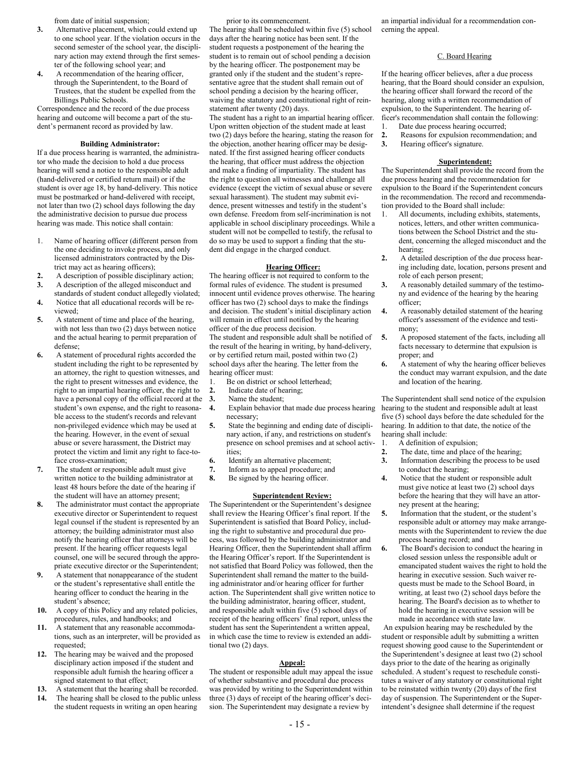from date of initial suspension;

3. Alternative placement, which could extend up to one school year. If the violation occurs in the second semester of the school year, the disciplinary action may extend through the first semester of the following school year; and
4. A recommendation of the hearing officer, through the Superintendent, to the Board of Trustees, that the student be expelled from the Billings Public Schools.

Correspondence and the record of the due process hearing and outcome will become a part of the student's permanent record as provided by law.

**Building Administrator:**

If a due process hearing is warranted, the administrator who made the decision to hold a due process hearing will send a notice to the responsible adult (hand-delivered or certified return mail) or if the student is over age 18, by hand-delivery. This notice must be postmarked or hand-delivered with receipt, not later than two (2) school days following the day the administrative decision to pursue due process hearing was made. This notice shall contain:

1. Name of hearing officer (different person from the one deciding to invoke process, and only licensed administrators contracted by the District may act as hearing officers);
2. A description of possible disciplinary action;
3. A description of the alleged misconduct and standards of student conduct allegedly violated;
4. Notice that all educational records will be reviewed;
5. A statement of time and place of the hearing, with not less than two (2) days between notice and the actual hearing to permit preparation of defense;
6. A statement of procedural rights accorded the student including the right to be represented by an attorney, the right to question witnesses, and the right to present witnesses and evidence, the right to an impartial hearing officer, the right to have a personal copy of the official record at the student's own expense, and the right to reasonable access to the student's records and relevant non-privileged evidence which may be used at the hearing. However, in the event of sexual abuse or severe harassment, the District may protect the victim and limit any right to face-to-face cross-examination;
7. The student or responsible adult must give written notice to the building administrator at least 48 hours before the date of the hearing if the student will have an attorney present;
8. The administrator must contact the appropriate executive director or Superintendent to request legal counsel if the student is represented by an attorney; the building administrator must also notify the hearing officer that attorneys will be present. If the hearing officer requests legal counsel, one will be secured through the appropriate executive director or the Superintendent;
9. A statement that nonappearance of the student or the student's representative shall entitle the hearing officer to conduct the hearing in the student's absence;
10. A copy of this Policy and any related policies, procedures, rules, and handbooks; and
11. A statement that any reasonable accommodations, such as an interpreter, will be provided as requested;
12. The hearing may be waived and the proposed disciplinary action imposed if the student and responsible adult furnish the hearing officer a signed statement to that effect;
13. A statement that the hearing shall be recorded.
14. The hearing shall be closed to the public unless the student requests in writing an open hearing prior to its commencement.

The hearing shall be scheduled within five (5) school days after the hearing notice has been sent. If the student requests a postponement of the hearing the student is to remain out of school pending a decision by the hearing officer. The postponement may be granted only if the student and the student's representative agree that the student shall remain out of school pending a decision by the hearing officer, waiving the statutory and constitutional right of reinstatement after twenty (20) days.

The student has a right to an impartial hearing officer. Upon written objection of the student made at least two (2) days before the hearing, stating the reason for the objection, another hearing officer may be designated. If the first assigned hearing officer conducts the hearing, that officer must address the objection and make a finding of impartiality. The student has the right to question all witnesses and challenge all evidence (except the victim of sexual abuse or severe sexual harassment). The student may submit evidence, present witnesses and testify in the student's own defense. Freedom from self-incrimination is not applicable in school disciplinary proceedings. While a student will not be compelled to testify, the refusal to do so may be used to support a finding that the student did engage in the charged conduct.

**Hearing Officer:**

The hearing officer is not required to conform to the formal rules of evidence. The student is presumed innocent until evidence proves otherwise. The hearing officer has two (2) school days to make the findings and decision. The student's initial disciplinary action will remain in effect until notified by the hearing officer of the due process decision.

The student and responsible adult shall be notified of the result of the hearing in writing, by hand-delivery, or by certified return mail, posted within two (2) school days after the hearing. The letter from the hearing officer must:

1. Be on district or school letterhead;
2. Indicate date of hearing;
3. Name the student;
4. Explain behavior that made due process hearing necessary;
5. State the beginning and ending date of disciplinary action, if any, and restrictions on student's presence on school premises and at school activities;
6. Identify an alternative placement;
7. Inform as to appeal procedure; and
8. Be signed by the hearing officer.

**Superintendent Review:**

The Superintendent or the Superintendent's designee shall review the Hearing Officer's final report. If the Superintendent is satisfied that Board Policy, including the right to substantive and procedural due process, was followed by the building administrator and Hearing Officer, then the Superintendent shall affirm the Hearing Officer's report. If the Superintendent is not satisfied that Board Policy was followed, then the Superintendent shall remand the matter to the building administrator and/or hearing officer for further action. The Superintendent shall give written notice to the building administrator, hearing officer, student, and responsible adult within five (5) school days of receipt of the hearing officers' final report, unless the student has sent the Superintendent a written appeal, in which case the time to review is extended an additional two (2) days.

**Appeal:**

The student or responsible adult may appeal the issue of whether substantive and procedural due process was provided by writing to the Superintendent within three (3) days of receipt of the hearing officer's decision. The Superintendent may designate a review by an impartial individual for a recommendation concerning the appeal.

C. Board Hearing

If the hearing officer believes, after a due process hearing, that the Board should consider an expulsion, the hearing officer shall forward the record of the hearing, along with a written recommendation of expulsion, to the Superintendent. The hearing officer's recommendation shall contain the following:

1. Date due process hearing occurred;
2. Reasons for expulsion recommendation; and
3. Hearing officer's signature.

**Superintendent:**

The Superintendent shall provide the record from the due process hearing and the recommendation for expulsion to the Board if the Superintendent concurs in the recommendation. The record and recommendation provided to the Board shall include:

1. All documents, including exhibits, statements, notices, letters, and other written communications between the School District and the student, concerning the alleged misconduct and the hearing;
2. A detailed description of the due process hearing including date, location, persons present and role of each person present;
3. A reasonably detailed summary of the testimony and evidence of the hearing by the hearing officer;
4. A reasonably detailed statement of the hearing officer's assessment of the evidence and testimony;
5. A proposed statement of the facts, including all facts necessary to determine that expulsion is proper; and
6. A statement of why the hearing officer believes the conduct may warrant expulsion, and the date and location of the hearing.

The Superintendent shall send notice of the expulsion hearing to the student and responsible adult at least five (5) school days before the date scheduled for the hearing. In addition to that date, the notice of the hearing shall include:

1. A definition of expulsion;
2. The date, time and place of the hearing;
3. Information describing the process to be used to conduct the hearing;
4. Notice that the student or responsible adult must give notice at least two (2) school days before the hearing that they will have an attorney present at the hearing;
5. Information that the student, or the student's responsible adult or attorney may make arrangements with the Superintendent to review the due process hearing record; and
6. The Board's decision to conduct the hearing in closed session unless the responsible adult or emancipated student waives the right to hold the hearing in executive session. Such waiver requests must be made to the School Board, in writing, at least two (2) school days before the hearing. The Board's decision as to whether to hold the hearing in executive session will be made in accordance with state law.

An expulsion hearing may be rescheduled by the student or responsible adult by submitting a written request showing good cause to the Superintendent or the Superintendent's designee at least two (2) school days prior to the date of the hearing as originally scheduled. A student's request to reschedule constitutes a waiver of any statutory or constitutional right to be reinstated within twenty (20) days of the first day of suspension. The Superintendent or the Superintendent's designee shall determine if the request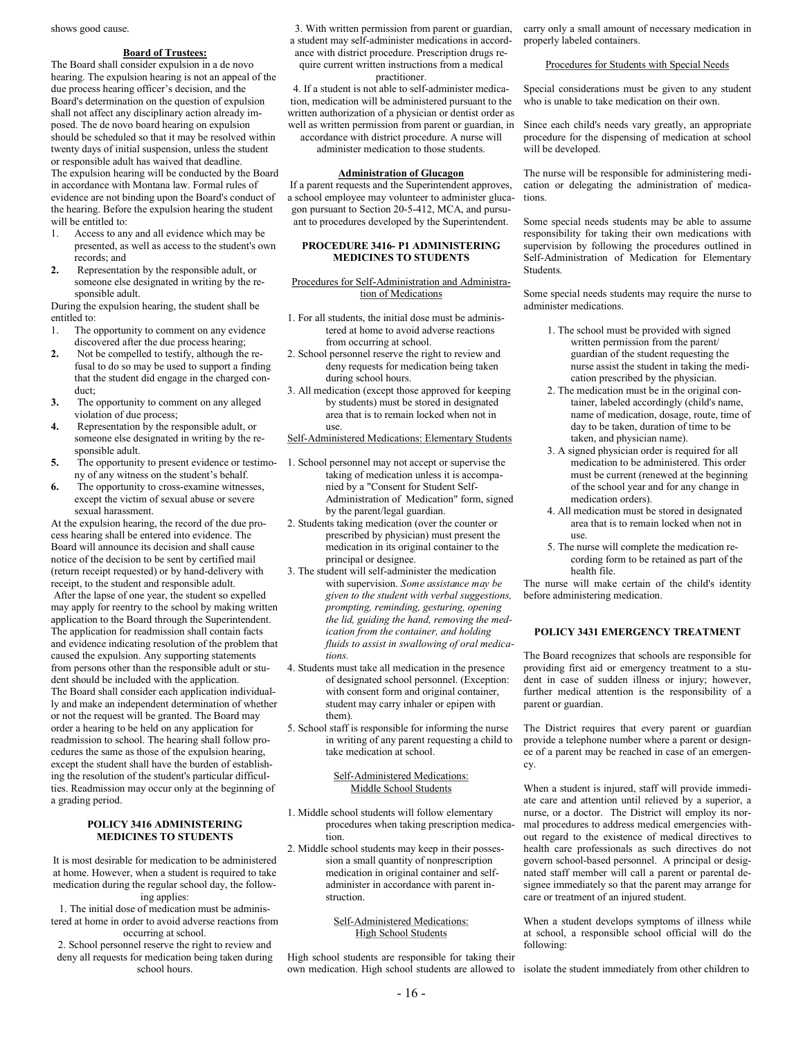shows good cause.

**Board of Trustees:**

The Board shall consider expulsion in a de novo hearing. The expulsion hearing is not an appeal of the due process hearing officer's decision, and the Board's determination on the question of expulsion shall not affect any disciplinary action already imposed. The de novo board hearing on expulsion should be scheduled so that it may be resolved within twenty days of initial suspension, unless the student or responsible adult has waived that deadline.

The expulsion hearing will be conducted by the Board in accordance with Montana law. Formal rules of evidence are not binding upon the Board's conduct of the hearing. Before the expulsion hearing the student will be entitled to:

1. Access to any and all evidence which may be presented, as well as access to the student's own records; and
2. Representation by the responsible adult, or someone else designated in writing by the responsible adult.

During the expulsion hearing, the student shall be entitled to:

1. The opportunity to comment on any evidence discovered after the due process hearing;
2. Not be compelled to testify, although the refusal to do so may be used to support a finding that the student did engage in the charged conduct;
3. The opportunity to comment on any alleged violation of due process;
4. Representation by the responsible adult, or someone else designated in writing by the responsible adult.
5. The opportunity to present evidence or testimony of any witness on the student's behalf.
6. The opportunity to cross-examine witnesses, except the victim of sexual abuse or severe sexual harassment.

At the expulsion hearing, the record of the due process hearing shall be entered into evidence. The Board will announce its decision and shall cause notice of the decision to be sent by certified mail (return receipt requested) or by hand-delivery with receipt, to the student and responsible adult.

After the lapse of one year, the student so expelled may apply for reentry to the school by making written application to the Board through the Superintendent. The application for readmission shall contain facts and evidence indicating resolution of the problem that caused the expulsion. Any supporting statements from persons other than the responsible adult or student should be included with the application.

The Board shall consider each application individually and make an independent determination of whether or not the request will be granted. The Board may order a hearing to be held on any application for readmission to school. The hearing shall follow procedures the same as those of the expulsion hearing, except the student shall have the burden of establishing the resolution of the student's particular difficulties. Readmission may occur only at the beginning of a grading period.

## POLICY 3416 ADMINISTERING MEDICINES TO STUDENTS

It is most desirable for medication to be administered at home. However, when a student is required to take medication during the regular school day, the following applies:

1. The initial dose of medication must be administered at home in order to avoid adverse reactions from occurring at school.
2. School personnel reserve the right to review and deny all requests for medication being taken during school hours.
3. With written permission from parent or guardian, a student may self-administer medications in accordance with district procedure. Prescription drugs require current written instructions from a medical practitioner.
4. If a student is not able to self-administer medication, medication will be administered pursuant to the written authorization of a physician or dentist order as well as written permission from parent or guardian, in accordance with district procedure. A nurse will administer medication to those students.

**Administration of Glucagon**

If a parent requests and the Superintendent approves, a school employee may volunteer to administer glucagon pursuant to Section 20-5-412, MCA, and pursuant to procedures developed by the Superintendent.

## PROCEDURE 3416- P1 ADMINISTERING MEDICINES TO STUDENTS

Procedures for Self-Administration and Administration of Medications

1. For all students, the initial dose must be administered at home to avoid adverse reactions from occurring at school.
2. School personnel reserve the right to review and deny requests for medication being taken during school hours.
3. All medication (except those approved for keeping by students) must be stored in designated area that is to remain locked when not in use.

Self-Administered Medications: Elementary Students

1. School personnel may not accept or supervise the taking of medication unless it is accompanied by a "Consent for Student Self-Administration of Medication" form, signed by the parent/legal guardian.
2. Students taking medication (over the counter or prescribed by physician) must present the medication in its original container to the principal or designee.
3. The student will self-administer the medication with supervision. *Some assistance may be given to the student with verbal suggestions, prompting, reminding, gesturing, opening the lid, guiding the hand, removing the medication from the container, and holding fluids to assist in swallowing of oral medications.*
4. Students must take all medication in the presence of designated school personnel. (Exception: with consent form and original container, student may carry inhaler or epipen with them).
5. School staff is responsible for informing the nurse in writing of any parent requesting a child to take medication at school.

Self-Administered Medications: Middle School Students

1. Middle school students will follow elementary procedures when taking prescription medication.
2. Middle school students may keep in their possession a small quantity of nonprescription medication in original container and self-administer in accordance with parent instruction.

Self-Administered Medications: High School Students

High school students are responsible for taking their own medication. High school students are allowed to carry only a small amount of necessary medication in properly labeled containers.

Procedures for Students with Special Needs

Special considerations must be given to any student who is unable to take medication on their own.

Since each child's needs vary greatly, an appropriate procedure for the dispensing of medication at school will be developed.

The nurse will be responsible for administering medication or delegating the administration of medications.

Some special needs students may be able to assume responsibility for taking their own medications with supervision by following the procedures outlined in Self-Administration of Medication for Elementary Students.

Some special needs students may require the nurse to administer medications.

1. The school must be provided with signed written permission from the parent/ guardian of the student requesting the nurse assist the student in taking the medication prescribed by the physician.
2. The medication must be in the original container, labeled accordingly (child's name, name of medication, dosage, route, time of day to be taken, duration of time to be taken, and physician name).
3. A signed physician order is required for all medication to be administered. This order must be current (renewed at the beginning of the school year and for any change in medication orders).
4. All medication must be stored in designated area that is to remain locked when not in use.
5. The nurse will complete the medication recording form to be retained as part of the health file.

The nurse will make certain of the child's identity before administering medication.

## POLICY 3431 EMERGENCY TREATMENT

The Board recognizes that schools are responsible for providing first aid or emergency treatment to a student in case of sudden illness or injury; however, further medical attention is the responsibility of a parent or guardian.

The District requires that every parent or guardian provide a telephone number where a parent or designee of a parent may be reached in case of an emergency.

When a student is injured, staff will provide immediate care and attention until relieved by a superior, a nurse, or a doctor. The District will employ its normal procedures to address medical emergencies without regard to the existence of medical directives to health care professionals as such directives do not govern school-based personnel. A principal or designated staff member will call a parent or parental designee immediately so that the parent may arrange for care or treatment of an injured student.

When a student develops symptoms of illness while at school, a responsible school official will do the following:

isolate the student immediately from other children to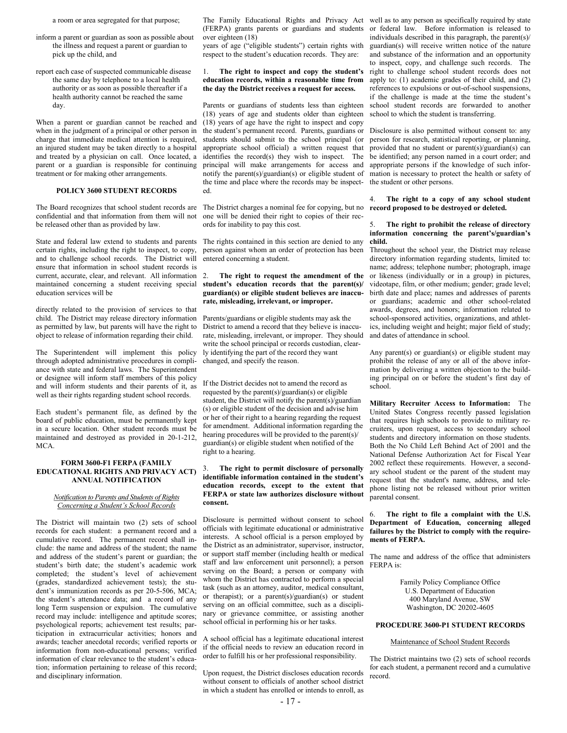a room or area segregated for that purpose;

inform a parent or guardian as soon as possible about the illness and request a parent or guardian to pick up the child, and

report each case of suspected communicable disease the same day by telephone to a local health authority or as soon as possible thereafter if a health authority cannot be reached the same day.

When a parent or guardian cannot be reached and when in the judgment of a principal or other person in charge that immediate medical attention is required, an injured student may be taken directly to a hospital and treated by a physician on call. Once located, a parent or a guardian is responsible for continuing treatment or for making other arrangements.

## POLICY 3600 STUDENT RECORDS

The Board recognizes that school student records are confidential and that information from them will not be released other than as provided by law.

State and federal law extend to students and parents certain rights, including the right to inspect, to copy, and to challenge school records. The District will ensure that information in school student records is current, accurate, clear, and relevant. All information maintained concerning a student receiving special education services will be

directly related to the provision of services to that child. The District may release directory information as permitted by law, but parents will have the right to object to release of information regarding their child.

The Superintendent will implement this policy through adopted administrative procedures in compliance with state and federal laws. The Superintendent or designee will inform staff members of this policy and will inform students and their parents of it, as well as their rights regarding student school records.

Each student's permanent file, as defined by the board of public education, must be permanently kept in a secure location. Other student records must be maintained and destroyed as provided in 20-1-212, MCA.

## FORM 3600-F1 FERPA (FAMILY EDUCATIONAL RIGHTS AND PRIVACY ACT) ANNUAL NOTIFICATION

*Notification to Parents and Students of Rights Concerning a Student's School Records*

The District will maintain two (2) sets of school records for each student: a permanent record and a cumulative record. The permanent record shall include: the name and address of the student; the name and address of the student's parent or guardian; the student's birth date; the student's academic work completed; the student's level of achievement (grades, standardized achievement tests); the student's immunization records as per 20-5-506, MCA; the student's attendance data; and a record of any long Term suspension or expulsion. The cumulative record may include: intelligence and aptitude scores; psychological reports; achievement test results; participation in extracurricular activities; honors and awards; teacher anecdotal records; verified reports or information from non-educational persons; verified information of clear relevance to the student's education; information pertaining to release of this record; and disciplinary information.

The Family Educational Rights and Privacy Act (FERPA) grants parents or guardians and students over eighteen (18) years of age ("eligible students") certain rights with respect to the student's education records. They are:

1. **The right to inspect and copy the student's education records, within a reasonable time from the day the District receives a request for access.**

Parents or guardians of students less than eighteen (18) years of age and students older than eighteen (18) years of age have the right to inspect and copy the student's permanent record. Parents, guardians or students should submit to the school principal (or appropriate school official) a written request that identifies the record(s) they wish to inspect. The principal will make arrangements for access and notify the parent(s)/guardian(s) or eligible student of the time and place where the records may be inspected.

The District charges a nominal fee for copying, but no one will be denied their right to copies of their records for inability to pay this cost.

The rights contained in this section are denied to any person against whom an order of protection has been entered concerning a student.

2. **The right to request the amendment of the student's education records that the parent(s)/guardian(s) or eligible student believes are inaccurate, misleading, irrelevant, or improper.**

Parents/guardians or eligible students may ask the District to amend a record that they believe is inaccurate, misleading, irrelevant, or improper. They should write the school principal or records custodian, clearly identifying the part of the record they want changed, and specify the reason.

If the District decides not to amend the record as requested by the parent(s)/guardian(s) or eligible student, the District will notify the parent(s)/guardian (s) or eligible student of the decision and advise him or her of their right to a hearing regarding the request for amendment. Additional information regarding the hearing procedures will be provided to the parent(s)/guardian(s) or eligible student when notified of the right to a hearing.

3. **The right to permit disclosure of personally identifiable information contained in the student's education records, except to the extent that FERPA or state law authorizes disclosure without consent.**

Disclosure is permitted without consent to school officials with legitimate educational or administrative interests. A school official is a person employed by the District as an administrator, supervisor, instructor, or support staff member (including health or medical staff and law enforcement unit personnel); a person serving on the Board; a person or company with whom the District has contracted to perform a special task (such as an attorney, auditor, medical consultant, or therapist); or a parent(s)/guardian(s) or student serving on an official committee, such as a disciplinary or grievance committee, or assisting another school official in performing his or her tasks.

A school official has a legitimate educational interest if the official needs to review an education record in order to fulfill his or her professional responsibility.

Upon request, the District discloses education records without consent to officials of another school district in which a student has enrolled or intends to enroll, as well as to any person as specifically required by state or federal law. Before information is released to individuals described in this paragraph, the parent(s)/guardian(s) will receive written notice of the nature and substance of the information and an opportunity to inspect, copy, and challenge such records. The right to challenge school student records does not apply to: (1) academic grades of their child, and (2) references to expulsions or out-of-school suspensions, if the challenge is made at the time the student's school student records are forwarded to another school to which the student is transferring.

Disclosure is also permitted without consent to: any person for research, statistical reporting, or planning, provided that no student or parent(s)/guardian(s) can be identified; any person named in a court order; and appropriate persons if the knowledge of such information is necessary to protect the health or safety of the student or other persons.

4. **The right to a copy of any school student record proposed to be destroyed or deleted.**

5. **The right to prohibit the release of directory information concerning the parent's/guardian's child.**

Throughout the school year, the District may release directory information regarding students, limited to: name; address; telephone number; photograph, image or likeness (individually or in a group) in pictures, videotape, film, or other medium; gender; grade level; birth date and place; names and addresses of parents or guardians; academic and other school-related awards, degrees, and honors; information related to school-sponsored activities, organizations, and athletics, including weight and height; major field of study; and dates of attendance in school.

Any parent(s) or guardian(s) or eligible student may prohibit the release of any or all of the above information by delivering a written objection to the building principal on or before the student's first day of school.

**Military Recruiter Access to Information:** The United States Congress recently passed legislation that requires high schools to provide to military recruiters, upon request, access to secondary school students and directory information on those students. Both the No Child Left Behind Act of 2001 and the National Defense Authorization Act for Fiscal Year 2002 reflect these requirements. However, a secondary school student or the parent of the student may request that the student's name, address, and telephone listing not be released without prior written parental consent.

6. **The right to file a complaint with the U.S. Department of Education, concerning alleged failures by the District to comply with the requirements of FERPA.**

The name and address of the office that administers FERPA is:

Family Policy Compliance Office
U.S. Department of Education
400 Maryland Avenue, SW
Washington, DC 20202-4605

## PROCEDURE 3600-P1 STUDENT RECORDS

Maintenance of School Student Records

The District maintains two (2) sets of school records for each student, a permanent record and a cumulative record.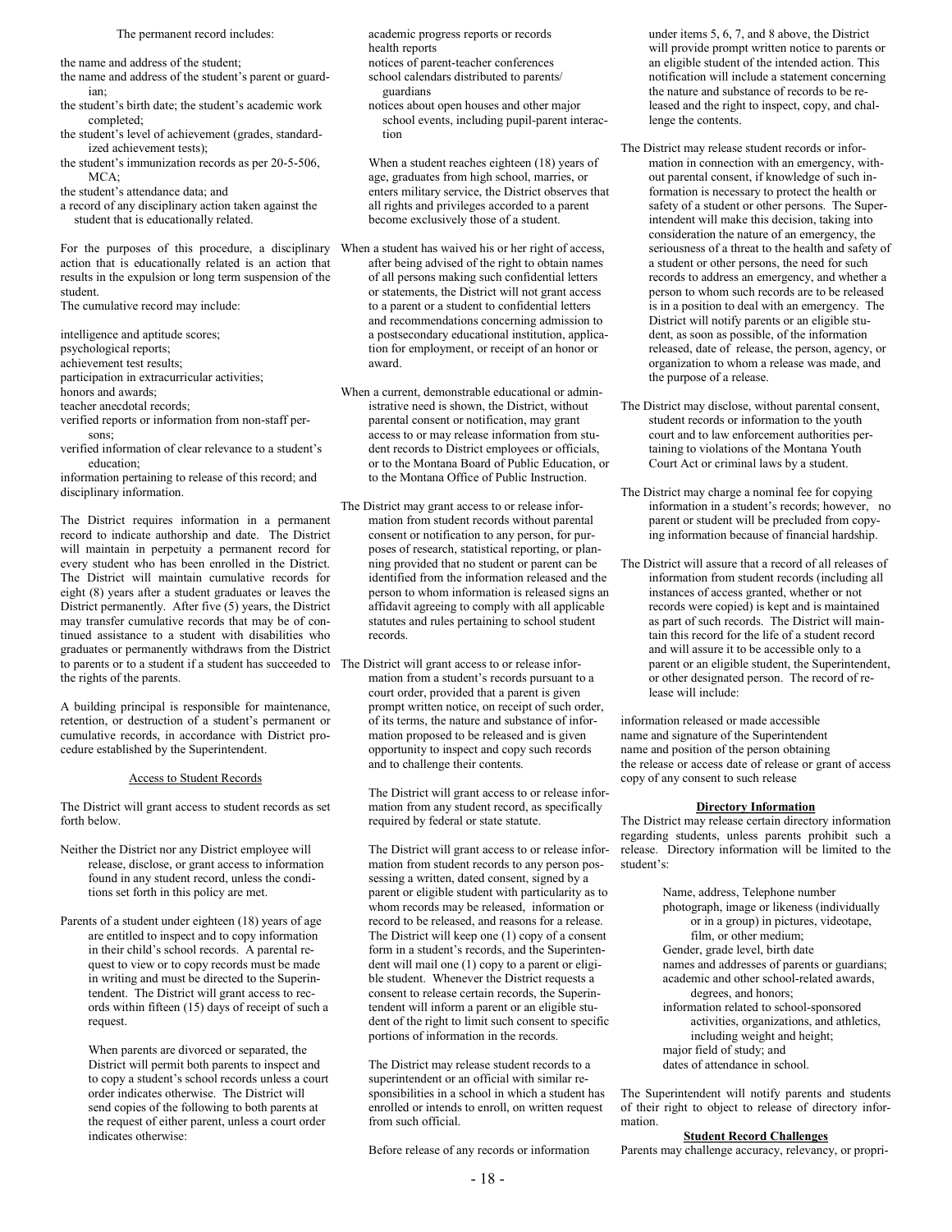The permanent record includes:

the name and address of the student;
the name and address of the student's parent or guardian;
the student's birth date; the student's academic work completed;
the student's level of achievement (grades, standardized achievement tests);
the student's immunization records as per 20-5-506, MCA;
the student's attendance data; and
a record of any disciplinary action taken against the student that is educationally related.

For the purposes of this procedure, a disciplinary action that is educationally related is an action that results in the expulsion or long term suspension of the student.

The cumulative record may include:

intelligence and aptitude scores;
psychological reports;
achievement test results;
participation in extracurricular activities;
honors and awards;
teacher anecdotal records;
verified reports or information from non-staff persons;
verified information of clear relevance to a student's education;
information pertaining to release of this record; and
disciplinary information.

The District requires information in a permanent record to indicate authorship and date. The District will maintain in perpetuity a permanent record for every student who has been enrolled in the District. The District will maintain cumulative records for eight (8) years after a student graduates or leaves the District permanently. After five (5) years, the District may transfer cumulative records that may be of continued assistance to a student with disabilities who graduates or permanently withdraws from the District to parents or to a student if a student has succeeded to the rights of the parents.

A building principal is responsible for maintenance, retention, or destruction of a student's permanent or cumulative records, in accordance with District procedure established by the Superintendent.

Access to Student Records

The District will grant access to student records as set forth below.

Neither the District nor any District employee will release, disclose, or grant access to information found in any student record, unless the conditions set forth in this policy are met.

Parents of a student under eighteen (18) years of age are entitled to inspect and to copy information in their child's school records. A parental request to view or to copy records must be made in writing and must be directed to the Superintendent. The District will grant access to records within fifteen (15) days of receipt of such a request.

When parents are divorced or separated, the District will permit both parents to inspect and to copy a student's school records unless a court order indicates otherwise. The District will send copies of the following to both parents at the request of either parent, unless a court order indicates otherwise:

academic progress reports or records
health reports
notices of parent-teacher conferences
school calendars distributed to parents/guardians
notices about open houses and other major school events, including pupil-parent interaction

When a student reaches eighteen (18) years of age, graduates from high school, marries, or enters military service, the District observes that all rights and privileges accorded to a parent become exclusively those of a student.

When a student has waived his or her right of access, after being advised of the right to obtain names of all persons making such confidential letters or statements, the District will not grant access to a parent or a student to confidential letters and recommendations concerning admission to a postsecondary educational institution, application for employment, or receipt of an honor or award.

When a current, demonstrable educational or administrative need is shown, the District, without parental consent or notification, may grant access to or may release information from student records to District employees or officials, or to the Montana Board of Public Education, or to the Montana Office of Public Instruction.

The District may grant access to or release information from student records without parental consent or notification to any person, for purposes of research, statistical reporting, or planning provided that no student or parent can be identified from the information released and the person to whom information is released signs an affidavit agreeing to comply with all applicable statutes and rules pertaining to school student records.

The District will grant access to or release information from a student's records pursuant to a court order, provided that a parent is given prompt written notice, on receipt of such order, of its terms, the nature and substance of information proposed to be released and is given opportunity to inspect and copy such records and to challenge their contents.

The District will grant access to or release information from any student record, as specifically required by federal or state statute.

The District will grant access to or release information from student records to any person possessing a written, dated consent, signed by a parent or eligible student with particularity as to whom records may be released, information or record to be released, and reasons for a release. The District will keep one (1) copy of a consent form in a student's records, and the Superintendent will mail one (1) copy to a parent or eligible student. Whenever the District requests a consent to release certain records, the Superintendent will inform a parent or an eligible student of the right to limit such consent to specific portions of information in the records.

The District may release student records to a superintendent or an official with similar responsibilities in a school in which a student has enrolled or intends to enroll, on written request from such official.

Before release of any records or information under items 5, 6, 7, and 8 above, the District will provide prompt written notice to parents or an eligible student of the intended action. This notification will include a statement concerning the nature and substance of records to be released and the right to inspect, copy, and challenge the contents.

The District may release student records or information in connection with an emergency, without parental consent, if knowledge of such information is necessary to protect the health or safety of a student or other persons. The Superintendent will make this decision, taking into consideration the nature of an emergency, the seriousness of a threat to the health and safety of a student or other persons, the need for such records to address an emergency, and whether a person to whom such records are to be released is in a position to deal with an emergency. The District will notify parents or an eligible student, as soon as possible, of the information released, date of release, the person, agency, or organization to whom a release was made, and the purpose of a release.

The District may disclose, without parental consent, student records or information to the youth court and to law enforcement authorities pertaining to violations of the Montana Youth Court Act or criminal laws by a student.

The District may charge a nominal fee for copying information in a student's records; however, no parent or student will be precluded from copying information because of financial hardship.

The District will assure that a record of all releases of information from student records (including all instances of access granted, whether or not records were copied) is kept and is maintained as part of such records. The District will maintain this record for the life of a student record and will assure it to be accessible only to a parent or an eligible student, the Superintendent, or other designated person. The record of release will include:

information released or made accessible
name and signature of the Superintendent
name and position of the person obtaining
the release or access date of release or grant of access
copy of any consent to such release

**Directory Information**

The District may release certain directory information regarding students, unless parents prohibit such a release. Directory information will be limited to the student's:

Name, address, Telephone number
photograph, image or likeness (individually or in a group) in pictures, videotape, film, or other medium;
Gender, grade level, birth date
names and addresses of parents or guardians;
academic and other school-related awards, degrees, and honors;
information related to school-sponsored activities, organizations, and athletics, including weight and height;
major field of study; and
dates of attendance in school.

The Superintendent will notify parents and students of their right to object to release of directory information.

**Student Record Challenges**

Parents may challenge accuracy, relevancy, or propri-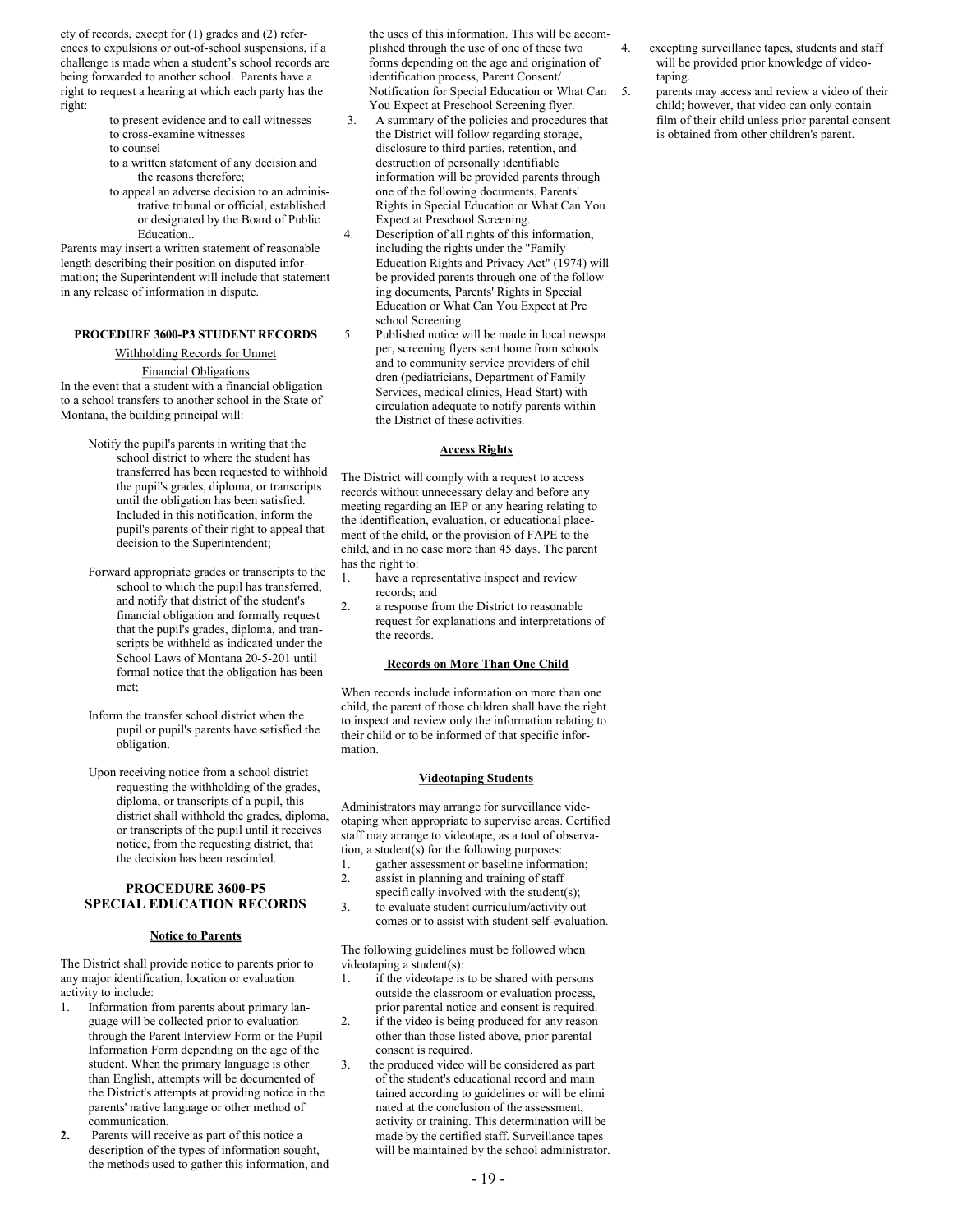ety of records, except for (1) grades and (2) references to expulsions or out-of-school suspensions, if a challenge is made when a student's school records are being forwarded to another school. Parents have a right to request a hearing at which each party has the right:

- to present evidence and to call witnesses
- to cross-examine witnesses
- to counsel
- to a written statement of any decision and the reasons therefore;
- to appeal an adverse decision to an administrative tribunal or official, established or designated by the Board of Public Education..

Parents may insert a written statement of reasonable length describing their position on disputed information; the Superintendent will include that statement in any release of information in dispute.

## PROCEDURE 3600-P3 STUDENT RECORDS

Withholding Records for Unmet Financial Obligations

In the event that a student with a financial obligation to a school transfers to another school in the State of Montana, the building principal will:

Notify the pupil's parents in writing that the school district to where the student has transferred has been requested to withhold the pupil's grades, diploma, or transcripts until the obligation has been satisfied. Included in this notification, inform the pupil's parents of their right to appeal that decision to the Superintendent;

Forward appropriate grades or transcripts to the school to which the pupil has transferred, and notify that district of the student's financial obligation and formally request that the pupil's grades, diploma, and transcripts be withheld as indicated under the School Laws of Montana 20-5-201 until formal notice that the obligation has been met;

Inform the transfer school district when the pupil or pupil's parents have satisfied the obligation.

Upon receiving notice from a school district requesting the withholding of the grades, diploma, or transcripts of a pupil, this district shall withhold the grades, diploma, or transcripts of the pupil until it receives notice, from the requesting district, that the decision has been rescinded.

## PROCEDURE 3600-P5 SPECIAL EDUCATION RECORDS

### Notice to Parents

The District shall provide notice to parents prior to any major identification, location or evaluation activity to include:

1. Information from parents about primary language will be collected prior to evaluation through the Parent Interview Form or the Pupil Information Form depending on the age of the student. When the primary language is other than English, attempts will be documented of the District's attempts at providing notice in the parents' native language or other method of communication.
2. Parents will receive as part of this notice a description of the types of information sought, the methods used to gather this information, and the uses of this information. This will be accomplished through the use of one of these two forms depending on the age and origination of identification process, Parent Consent/ Notification for Special Education or What Can You Expect at Preschool Screening flyer.
3. A summary of the policies and procedures that the District will follow regarding storage, disclosure to third parties, retention, and destruction of personally identifiable information will be provided parents through one of the following documents, Parents' Rights in Special Education or What Can You Expect at Preschool Screening.
4. Description of all rights of this information, including the rights under the "Family Education Rights and Privacy Act" (1974) will be provided parents through one of the following documents, Parents' Rights in Special Education or What Can You Expect at Preschool Screening.
5. Published notice will be made in local newspaper, screening flyers sent home from schools and to community service providers of children (pediatricians, Department of Family Services, medical clinics, Head Start) with circulation adequate to notify parents within the District of these activities.

### Access Rights

The District will comply with a request to access records without unnecessary delay and before any meeting regarding an IEP or any hearing relating to the identification, evaluation, or educational placement of the child, or the provision of FAPE to the child, and in no case more than 45 days. The parent has the right to:

1. have a representative inspect and review records; and
2. a response from the District to reasonable request for explanations and interpretations of the records.

### Records on More Than One Child

When records include information on more than one child, the parent of those children shall have the right to inspect and review only the information relating to their child or to be informed of that specific information.

### Videotaping Students

Administrators may arrange for surveillance videotaping when appropriate to supervise areas. Certified staff may arrange to videotape, as a tool of observation, a student(s) for the following purposes:

1. gather assessment or baseline information;
2. assist in planning and training of staff specifically involved with the student(s);
3. to evaluate student curriculum/activity outcomes or to assist with student self-evaluation.

The following guidelines must be followed when videotaping a student(s):

1. if the videotape is to be shared with persons outside the classroom or evaluation process, prior parental notice and consent is required.
2. if the video is being produced for any reason other than those listed above, prior parental consent is required.
3. the produced video will be considered as part of the student's educational record and maintained according to guidelines or will be eliminated at the conclusion of the assessment, activity or training. This determination will be made by the certified staff. Surveillance tapes will be maintained by the school administrator.
4. excepting surveillance tapes, students and staff will be provided prior knowledge of videotaping.
5. parents may access and review a video of their child; however, that video can only contain film of their child unless prior parental consent is obtained from other children's parent.